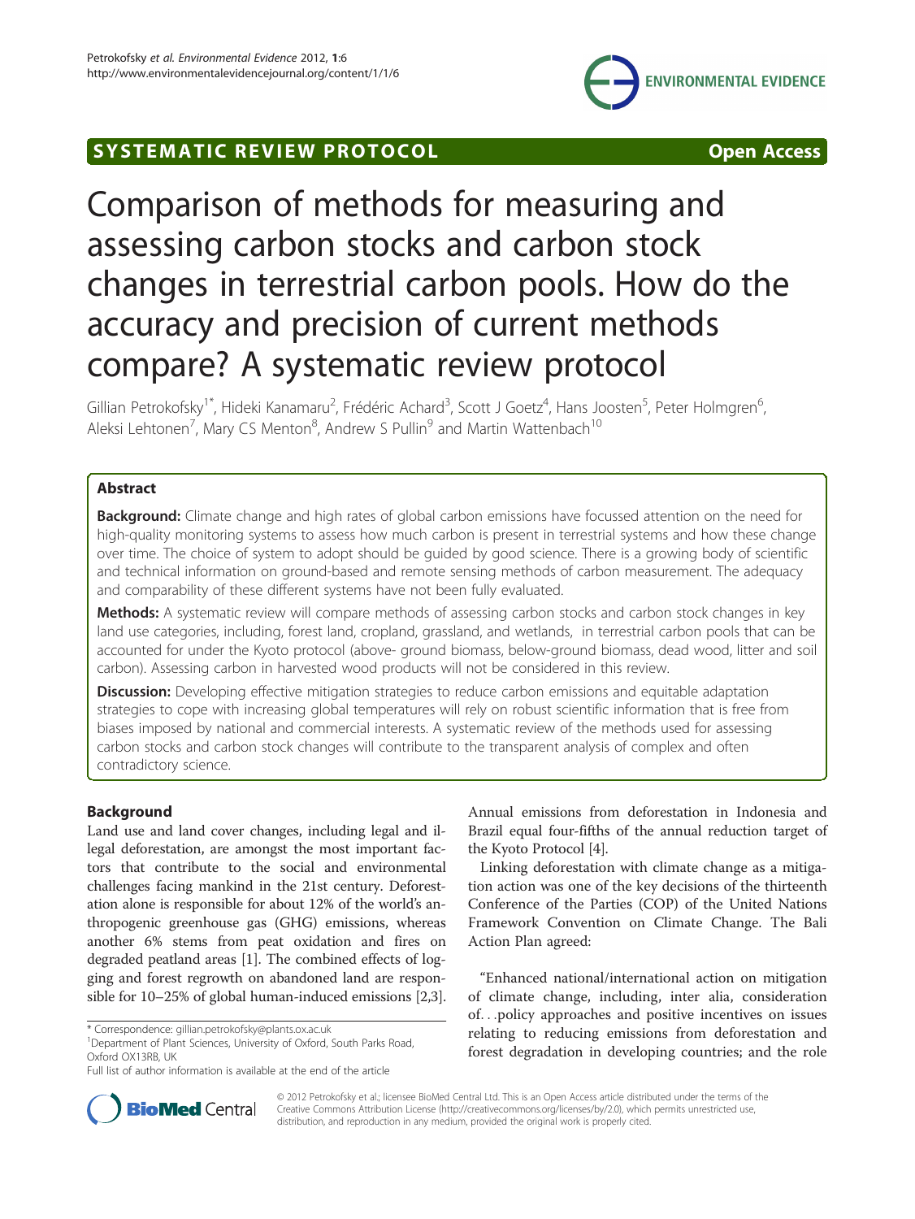SYSTEMATIC REVIEW PROTOCOL **Open Access**

# Comparison of methods for measuring and assessing carbon stocks and carbon stock changes in terrestrial carbon pools. How do the accuracy and precision of current methods compare? A systematic review protocol

Gillian Petrokofsky[1*], Hideki Kanamaru[2], Frédéric Achard[3], Scott J Goetz[4], Hans Joosten[5], Peter Holmgren[6], Aleksi Lehtonen[7], Mary CS Menton[8], Andrew S Pullin[9] and Martin Wattenbach[10]

## Abstract

**Background:** Climate change and high rates of global carbon emissions have focussed attention on the need for high-quality monitoring systems to assess how much carbon is present in terrestrial systems and how these change over time. The choice of system to adopt should be guided by good science. There is a growing body of scientific and technical information on ground-based and remote sensing methods of carbon measurement. The adequacy and comparability of these different systems have not been fully evaluated.

**Methods:** A systematic review will compare methods of assessing carbon stocks and carbon stock changes in key land use categories, including, forest land, cropland, grassland, and wetlands, in terrestrial carbon pools that can be accounted for under the Kyoto protocol (above- ground biomass, below-ground biomass, dead wood, litter and soil carbon). Assessing carbon in harvested wood products will not be considered in this review.

**Discussion:** Developing effective mitigation strategies to reduce carbon emissions and equitable adaptation strategies to cope with increasing global temperatures will rely on robust scientific information that is free from biases imposed by national and commercial interests. A systematic review of the methods used for assessing carbon stocks and carbon stock changes will contribute to the transparent analysis of complex and often contradictory science.

## Background

Land use and land cover changes, including legal and illegal deforestation, are amongst the most important factors that contribute to the social and environmental challenges facing mankind in the 21st century. Deforestation alone is responsible for about 12% of the world's anthropogenic greenhouse gas (GHG) emissions, whereas another 6% stems from peat oxidation and fires on degraded peatland areas [1]. The combined effects of logging and forest regrowth on abandoned land are responsible for 10–25% of global human-induced emissions [2,3]. Annual emissions from deforestation in Indonesia and Brazil equal four-fifths of the annual reduction target of the Kyoto Protocol [4].

Linking deforestation with climate change as a mitigation action was one of the key decisions of the thirteenth Conference of the Parties (COP) of the United Nations Framework Convention on Climate Change. The Bali Action Plan agreed:

"Enhanced national/international action on mitigation of climate change, including, inter alia, consideration of. . .policy approaches and positive incentives on issues relating to reducing emissions from deforestation and forest degradation in developing countries; and the role

\* Correspondence: gillian.petrokofsky@plants.ox.ac.uk
[1]Department of Plant Sciences, University of Oxford, South Parks Road, Oxford OX13RB, UK
Full list of author information is available at the end of the article

© 2012 Petrokofsky et al.; licensee BioMed Central Ltd. This is an Open Access article distributed under the terms of the Creative Commons Attribution License (http://creativecommons.org/licenses/by/2.0), which permits unrestricted use, distribution, and reproduction in any medium, provided the original work is properly cited.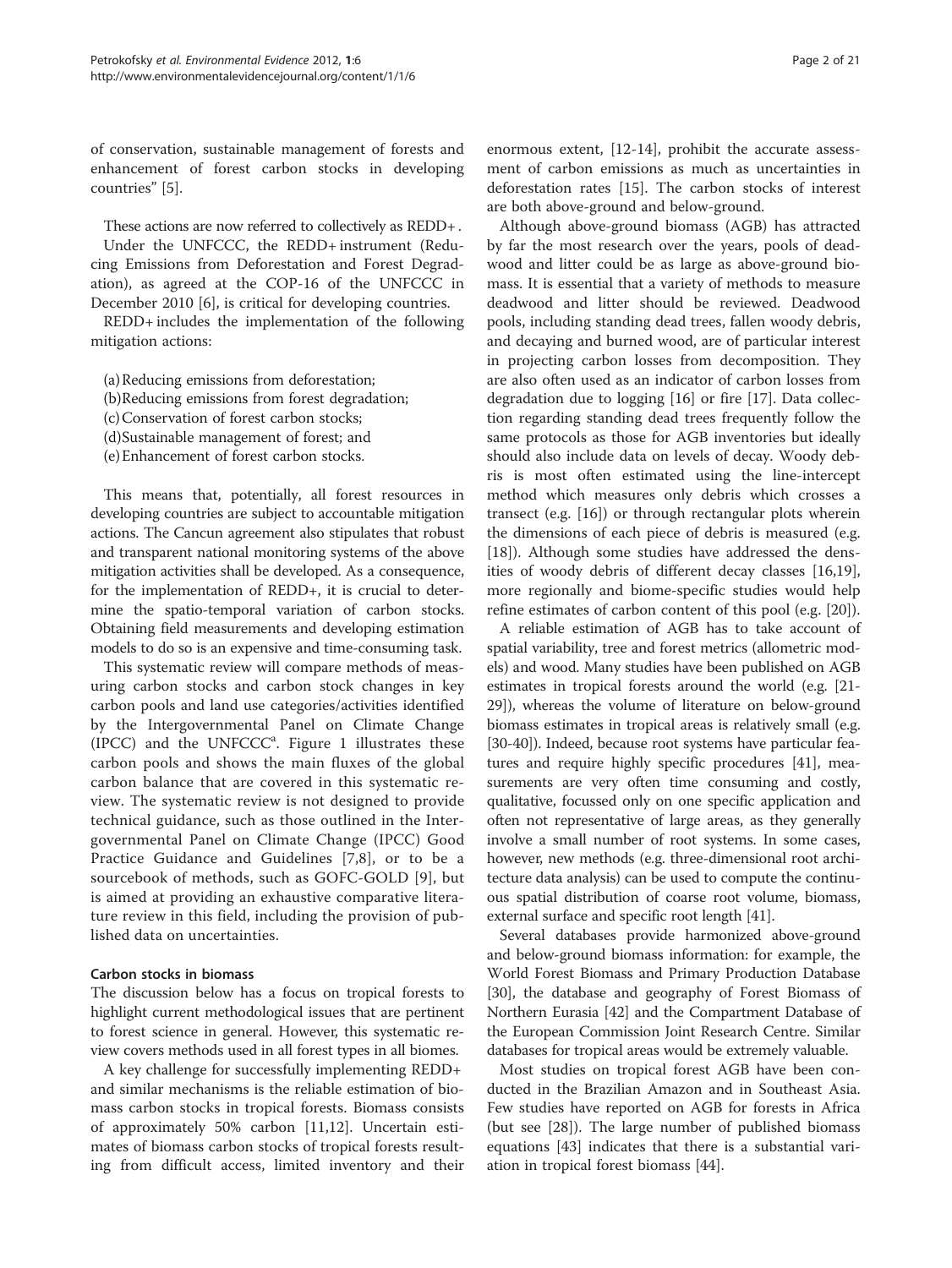of conservation, sustainable management of forests and enhancement of forest carbon stocks in developing countries" [5].

These actions are now referred to collectively as REDD+ .

Under the UNFCCC, the REDD+ instrument (Reducing Emissions from Deforestation and Forest Degradation), as agreed at the COP-16 of the UNFCCC in December 2010 [6], is critical for developing countries.

REDD+ includes the implementation of the following mitigation actions:

(a) Reducing emissions from deforestation;
(b) Reducing emissions from forest degradation;
(c) Conservation of forest carbon stocks;
(d) Sustainable management of forest; and
(e) Enhancement of forest carbon stocks.

This means that, potentially, all forest resources in developing countries are subject to accountable mitigation actions. The Cancun agreement also stipulates that robust and transparent national monitoring systems of the above mitigation activities shall be developed. As a consequence, for the implementation of REDD+, it is crucial to determine the spatio-temporal variation of carbon stocks. Obtaining field measurements and developing estimation models to do so is an expensive and time-consuming task.

This systematic review will compare methods of measuring carbon stocks and carbon stock changes in key carbon pools and land use categories/activities identified by the Intergovernmental Panel on Climate Change (IPCC) and the UNFCCC[a]. Figure 1 illustrates these carbon pools and shows the main fluxes of the global carbon balance that are covered in this systematic review. The systematic review is not designed to provide technical guidance, such as those outlined in the Intergovernmental Panel on Climate Change (IPCC) Good Practice Guidance and Guidelines [7,8], or to be a sourcebook of methods, such as GOFC-GOLD [9], but is aimed at providing an exhaustive comparative literature review in this field, including the provision of published data on uncertainties.

### Carbon stocks in biomass

The discussion below has a focus on tropical forests to highlight current methodological issues that are pertinent to forest science in general. However, this systematic review covers methods used in all forest types in all biomes.

A key challenge for successfully implementing REDD+ and similar mechanisms is the reliable estimation of biomass carbon stocks in tropical forests. Biomass consists of approximately 50% carbon [11,12]. Uncertain estimates of biomass carbon stocks of tropical forests resulting from difficult access, limited inventory and their enormous extent, [12-14], prohibit the accurate assessment of carbon emissions as much as uncertainties in deforestation rates [15]. The carbon stocks of interest are both above-ground and below-ground.

Although above-ground biomass (AGB) has attracted by far the most research over the years, pools of deadwood and litter could be as large as above-ground biomass. It is essential that a variety of methods to measure deadwood and litter should be reviewed. Deadwood pools, including standing dead trees, fallen woody debris, and decaying and burned wood, are of particular interest in projecting carbon losses from decomposition. They are also often used as an indicator of carbon losses from degradation due to logging [16] or fire [17]. Data collection regarding standing dead trees frequently follow the same protocols as those for AGB inventories but ideally should also include data on levels of decay. Woody debris is most often estimated using the line-intercept method which measures only debris which crosses a transect (e.g. [16]) or through rectangular plots wherein the dimensions of each piece of debris is measured (e.g. [18]). Although some studies have addressed the densities of woody debris of different decay classes [16,19], more regionally and biome-specific studies would help refine estimates of carbon content of this pool (e.g. [20]).

A reliable estimation of AGB has to take account of spatial variability, tree and forest metrics (allometric models) and wood. Many studies have been published on AGB estimates in tropical forests around the world (e.g. [21-29]), whereas the volume of literature on below-ground biomass estimates in tropical areas is relatively small (e.g. [30-40]). Indeed, because root systems have particular features and require highly specific procedures [41], measurements are very often time consuming and costly, qualitative, focussed only on one specific application and often not representative of large areas, as they generally involve a small number of root systems. In some cases, however, new methods (e.g. three-dimensional root architecture data analysis) can be used to compute the continuous spatial distribution of coarse root volume, biomass, external surface and specific root length [41].

Several databases provide harmonized above-ground and below-ground biomass information: for example, the World Forest Biomass and Primary Production Database [30], the database and geography of Forest Biomass of Northern Eurasia [42] and the Compartment Database of the European Commission Joint Research Centre. Similar databases for tropical areas would be extremely valuable.

Most studies on tropical forest AGB have been conducted in the Brazilian Amazon and in Southeast Asia. Few studies have reported on AGB for forests in Africa (but see [28]). The large number of published biomass equations [43] indicates that there is a substantial variation in tropical forest biomass [44].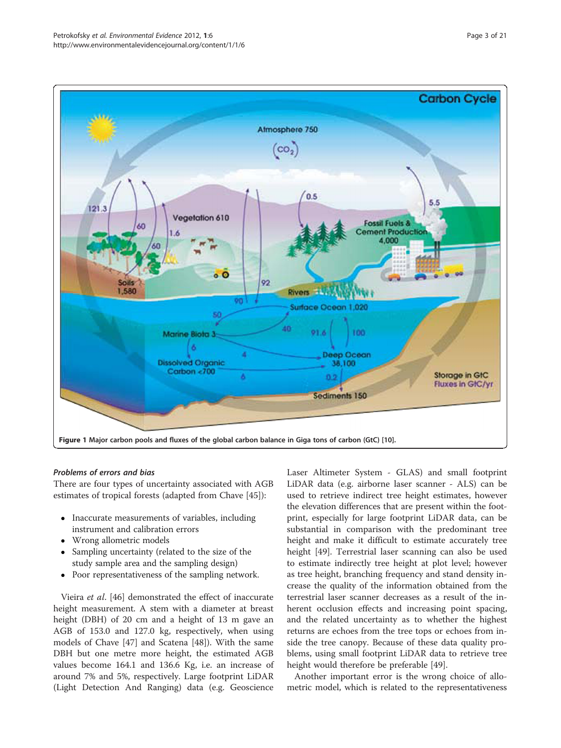Figure 1 Major carbon pools and fluxes of the global carbon balance in Giga tons of carbon (GtC) [10].

#### *Problems of errors and bias*

There are four types of uncertainty associated with AGB estimates of tropical forests (adapted from Chave [45]):

- Inaccurate measurements of variables, including instrument and calibration errors
- Wrong allometric models
- Sampling uncertainty (related to the size of the study sample area and the sampling design)
- Poor representativeness of the sampling network.

Vieira *et al*. [46] demonstrated the effect of inaccurate height measurement. A stem with a diameter at breast height (DBH) of 20 cm and a height of 13 m gave an AGB of 153.0 and 127.0 kg, respectively, when using models of Chave [47] and Scatena [48]). With the same DBH but one metre more height, the estimated AGB values become 164.1 and 136.6 Kg, i.e. an increase of around 7% and 5%, respectively. Large footprint LiDAR (Light Detection And Ranging) data (e.g. Geoscience Laser Altimeter System - GLAS) and small footprint LiDAR data (e.g. airborne laser scanner - ALS) can be used to retrieve indirect tree height estimates, however the elevation differences that are present within the footprint, especially for large footprint LiDAR data, can be substantial in comparison with the predominant tree height and make it difficult to estimate accurately tree height [49]. Terrestrial laser scanning can also be used to estimate indirectly tree height at plot level; however as tree height, branching frequency and stand density increase the quality of the information obtained from the terrestrial laser scanner decreases as a result of the inherent occlusion effects and increasing point spacing, and the related uncertainty as to whether the highest returns are echoes from the tree tops or echoes from inside the tree canopy. Because of these data quality problems, using small footprint LiDAR data to retrieve tree height would therefore be preferable [49].

Another important error is the wrong choice of allometric model, which is related to the representativeness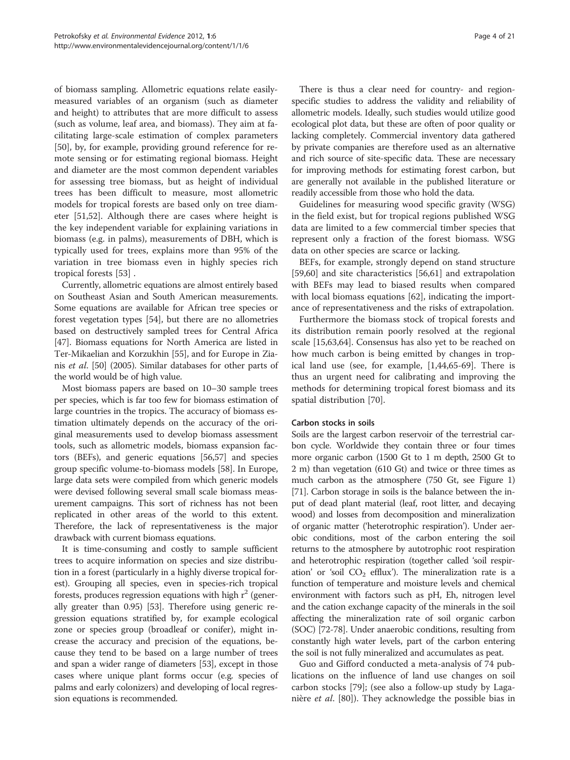of biomass sampling. Allometric equations relate easily-measured variables of an organism (such as diameter and height) to attributes that are more difficult to assess (such as volume, leaf area, and biomass). They aim at facilitating large-scale estimation of complex parameters [50], by, for example, providing ground reference for remote sensing or for estimating regional biomass. Height and diameter are the most common dependent variables for assessing tree biomass, but as height of individual trees has been difficult to measure, most allometric models for tropical forests are based only on tree diameter [51,52]. Although there are cases where height is the key independent variable for explaining variations in biomass (e.g. in palms), measurements of DBH, which is typically used for trees, explains more than 95% of the variation in tree biomass even in highly species rich tropical forests [53] .

Currently, allometric equations are almost entirely based on Southeast Asian and South American measurements. Some equations are available for African tree species or forest vegetation types [54], but there are no allometries based on destructively sampled trees for Central Africa [47]. Biomass equations for North America are listed in Ter-Mikaelian and Korzukhin [55], and for Europe in Zianis *et al.* [50] (2005). Similar databases for other parts of the world would be of high value.

Most biomass papers are based on 10–30 sample trees per species, which is far too few for biomass estimation of large countries in the tropics. The accuracy of biomass estimation ultimately depends on the accuracy of the original measurements used to develop biomass assessment tools, such as allometric models, biomass expansion factors (BEFs), and generic equations [56,57] and species group specific volume-to-biomass models [58]. In Europe, large data sets were compiled from which generic models were devised following several small scale biomass measurement campaigns. This sort of richness has not been replicated in other areas of the world to this extent. Therefore, the lack of representativeness is the major drawback with current biomass equations.

It is time-consuming and costly to sample sufficient trees to acquire information on species and size distribution in a forest (particularly in a highly diverse tropical forest). Grouping all species, even in species-rich tropical forests, produces regression equations with high $r^2$ (generally greater than 0.95) [53]. Therefore using generic regression equations stratified by, for example ecological zone or species group (broadleaf or conifer), might increase the accuracy and precision of the equations, because they tend to be based on a large number of trees and span a wider range of diameters [53], except in those cases where unique plant forms occur (e.g. species of palms and early colonizers) and developing of local regression equations is recommended.

There is thus a clear need for country- and region-specific studies to address the validity and reliability of allometric models. Ideally, such studies would utilize good ecological plot data, but these are often of poor quality or lacking completely. Commercial inventory data gathered by private companies are therefore used as an alternative and rich source of site-specific data. These are necessary for improving methods for estimating forest carbon, but are generally not available in the published literature or readily accessible from those who hold the data.

Guidelines for measuring wood specific gravity (WSG) in the field exist, but for tropical regions published WSG data are limited to a few commercial timber species that represent only a fraction of the forest biomass. WSG data on other species are scarce or lacking.

BEFs, for example, strongly depend on stand structure [59,60] and site characteristics [56,61] and extrapolation with BEFs may lead to biased results when compared with local biomass equations [62], indicating the importance of representativeness and the risks of extrapolation.

Furthermore the biomass stock of tropical forests and its distribution remain poorly resolved at the regional scale [15,63,64]. Consensus has also yet to be reached on how much carbon is being emitted by changes in tropical land use (see, for example, [1,44,65-69]. There is thus an urgent need for calibrating and improving the methods for determining tropical forest biomass and its spatial distribution [70].

#### Carbon stocks in soils

Soils are the largest carbon reservoir of the terrestrial carbon cycle. Worldwide they contain three or four times more organic carbon (1500 Gt to 1 m depth, 2500 Gt to 2 m) than vegetation (610 Gt) and twice or three times as much carbon as the atmosphere (750 Gt, see Figure 1) [71]. Carbon storage in soils is the balance between the input of dead plant material (leaf, root litter, and decaying wood) and losses from decomposition and mineralization of organic matter ('heterotrophic respiration'). Under aerobic conditions, most of the carbon entering the soil returns to the atmosphere by autotrophic root respiration and heterotrophic respiration (together called 'soil respiration' or 'soil $CO_2$ efflux'). The mineralization rate is a function of temperature and moisture levels and chemical environment with factors such as pH, Eh, nitrogen level and the cation exchange capacity of the minerals in the soil affecting the mineralization rate of soil organic carbon (SOC) [72-78]. Under anaerobic conditions, resulting from constantly high water levels, part of the carbon entering the soil is not fully mineralized and accumulates as peat.

Guo and Gifford conducted a meta-analysis of 74 publications on the influence of land use changes on soil carbon stocks [79]; (see also a follow-up study by Laganière *et al*. [80]). They acknowledge the possible bias in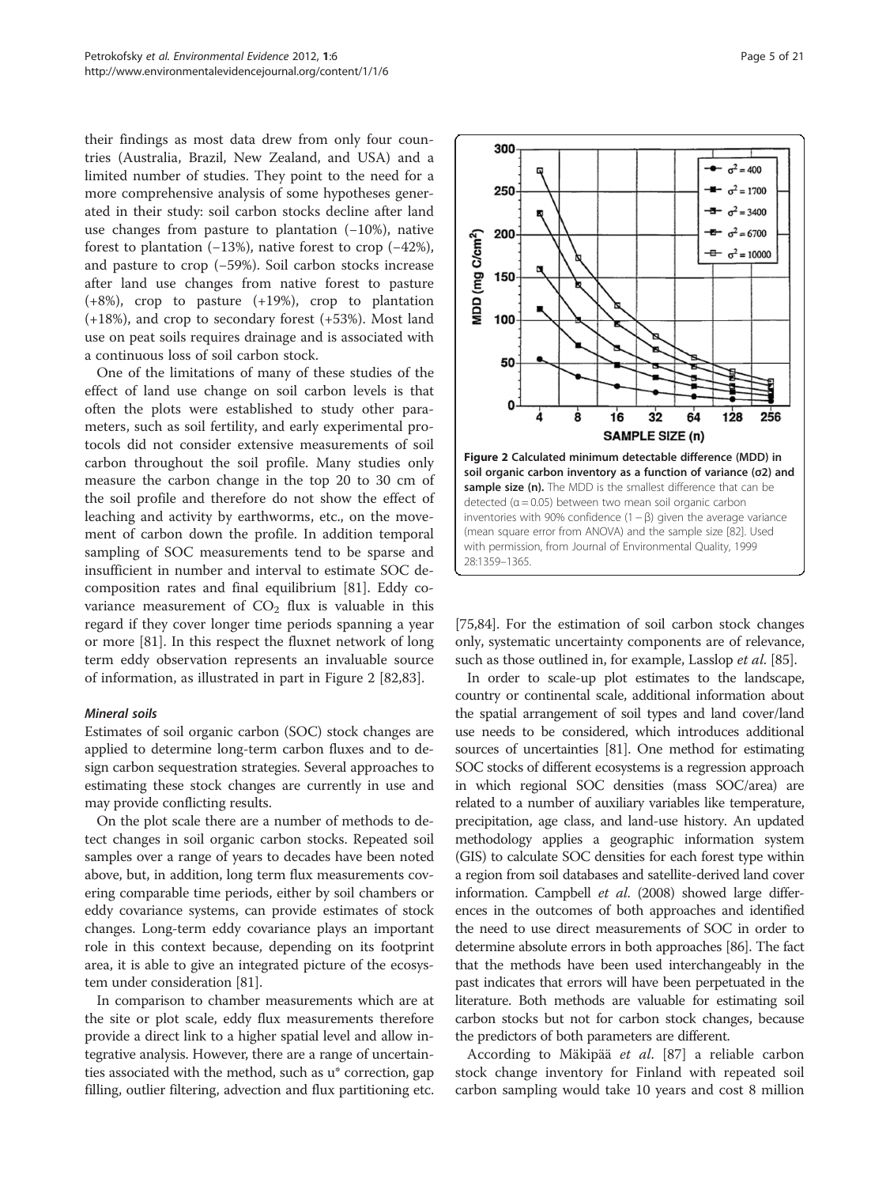their findings as most data drew from only four countries (Australia, Brazil, New Zealand, and USA) and a limited number of studies. They point to the need for a more comprehensive analysis of some hypotheses generated in their study: soil carbon stocks decline after land use changes from pasture to plantation (−10%), native forest to plantation (−13%), native forest to crop (−42%), and pasture to crop (−59%). Soil carbon stocks increase after land use changes from native forest to pasture (+8%), crop to pasture (+19%), crop to plantation (+18%), and crop to secondary forest (+53%). Most land use on peat soils requires drainage and is associated with a continuous loss of soil carbon stock.

One of the limitations of many of these studies of the effect of land use change on soil carbon levels is that often the plots were established to study other parameters, such as soil fertility, and early experimental protocols did not consider extensive measurements of soil carbon throughout the soil profile. Many studies only measure the carbon change in the top 20 to 30 cm of the soil profile and therefore do not show the effect of leaching and activity by earthworms, etc., on the movement of carbon down the profile. In addition temporal sampling of SOC measurements tend to be sparse and insufficient in number and interval to estimate SOC decomposition rates and final equilibrium [81]. Eddy covariance measurement of $CO_2$ flux is valuable in this regard if they cover longer time periods spanning a year or more [81]. In this respect the fluxnet network of long term eddy observation represents an invaluable source of information, as illustrated in part in Figure 2 [82,83].

#### Mineral soils

Estimates of soil organic carbon (SOC) stock changes are applied to determine long-term carbon fluxes and to design carbon sequestration strategies. Several approaches to estimating these stock changes are currently in use and may provide conflicting results.

On the plot scale there are a number of methods to detect changes in soil organic carbon stocks. Repeated soil samples over a range of years to decades have been noted above, but, in addition, long term flux measurements covering comparable time periods, either by soil chambers or eddy covariance systems, can provide estimates of stock changes. Long-term eddy covariance plays an important role in this context because, depending on its footprint area, it is able to give an integrated picture of the ecosystem under consideration [81].

In comparison to chamber measurements which are at the site or plot scale, eddy flux measurements therefore provide a direct link to a higher spatial level and allow integrative analysis. However, there are a range of uncertainties associated with the method, such as u* correction, gap filling, outlier filtering, advection and flux partitioning etc.

**Figure 2 Calculated minimum detectable difference (MDD) in soil organic carbon inventory as a function of variance (σ2) and sample size (n).** The MDD is the smallest difference that can be detected ($\alpha = 0.05$) between two mean soil organic carbon inventories with 90% confidence ($1 - \beta$) given the average variance (mean square error from ANOVA) and the sample size [82]. Used with permission, from Journal of Environmental Quality, 1999 28:1359–1365.

[75,84]. For the estimation of soil carbon stock changes only, systematic uncertainty components are of relevance, such as those outlined in, for example, Lasslop *et al.* [85].

In order to scale-up plot estimates to the landscape, country or continental scale, additional information about the spatial arrangement of soil types and land cover/land use needs to be considered, which introduces additional sources of uncertainties [81]. One method for estimating SOC stocks of different ecosystems is a regression approach in which regional SOC densities (mass SOC/area) are related to a number of auxiliary variables like temperature, precipitation, age class, and land-use history. An updated methodology applies a geographic information system (GIS) to calculate SOC densities for each forest type within a region from soil databases and satellite-derived land cover information. Campbell *et al.* (2008) showed large differences in the outcomes of both approaches and identified the need to use direct measurements of SOC in order to determine absolute errors in both approaches [86]. The fact that the methods have been used interchangeably in the past indicates that errors will have been perpetuated in the literature. Both methods are valuable for estimating soil carbon stocks but not for carbon stock changes, because the predictors of both parameters are different.

According to Mäkipää *et al.* [87] a reliable carbon stock change inventory for Finland with repeated soil carbon sampling would take 10 years and cost 8 million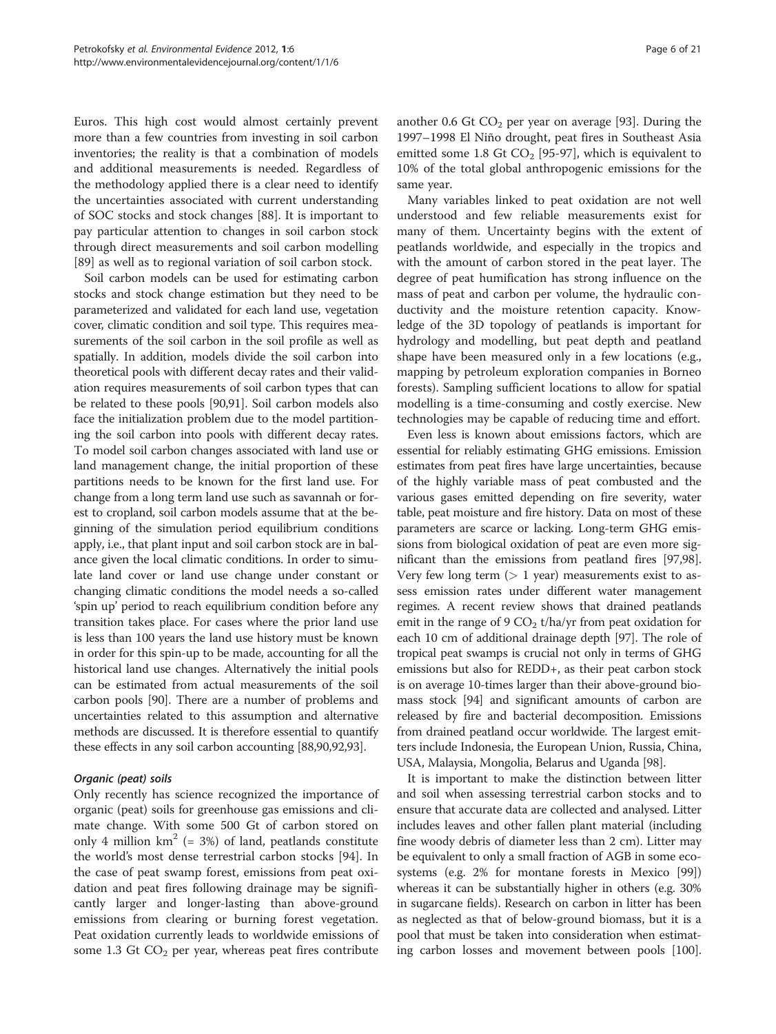Euros. This high cost would almost certainly prevent more than a few countries from investing in soil carbon inventories; the reality is that a combination of models and additional measurements is needed. Regardless of the methodology applied there is a clear need to identify the uncertainties associated with current understanding of SOC stocks and stock changes [88]. It is important to pay particular attention to changes in soil carbon stock through direct measurements and soil carbon modelling [89] as well as to regional variation of soil carbon stock.

Soil carbon models can be used for estimating carbon stocks and stock change estimation but they need to be parameterized and validated for each land use, vegetation cover, climatic condition and soil type. This requires measurements of the soil carbon in the soil profile as well as spatially. In addition, models divide the soil carbon into theoretical pools with different decay rates and their validation requires measurements of soil carbon types that can be related to these pools [90,91]. Soil carbon models also face the initialization problem due to the model partitioning the soil carbon into pools with different decay rates. To model soil carbon changes associated with land use or land management change, the initial proportion of these partitions needs to be known for the first land use. For change from a long term land use such as savannah or forest to cropland, soil carbon models assume that at the beginning of the simulation period equilibrium conditions apply, i.e., that plant input and soil carbon stock are in balance given the local climatic conditions. In order to simulate land cover or land use change under constant or changing climatic conditions the model needs a so-called 'spin up' period to reach equilibrium condition before any transition takes place. For cases where the prior land use is less than 100 years the land use history must be known in order for this spin-up to be made, accounting for all the historical land use changes. Alternatively the initial pools can be estimated from actual measurements of the soil carbon pools [90]. There are a number of problems and uncertainties related to this assumption and alternative methods are discussed. It is therefore essential to quantify these effects in any soil carbon accounting [88,90,92,93].

#### *Organic (peat) soils*

Only recently has science recognized the importance of organic (peat) soils for greenhouse gas emissions and climate change. With some 500 Gt of carbon stored on only 4 million $km^2$ (= 3%) of land, peatlands constitute the world's most dense terrestrial carbon stocks [94]. In the case of peat swamp forest, emissions from peat oxidation and peat fires following drainage may be significantly larger and longer-lasting than above-ground emissions from clearing or burning forest vegetation. Peat oxidation currently leads to worldwide emissions of some 1.3 Gt $CO_2$ per year, whereas peat fires contribute another 0.6 Gt $CO_2$ per year on average [93]. During the 1997–1998 El Niño drought, peat fires in Southeast Asia emitted some 1.8 Gt $CO_2$ [95-97], which is equivalent to 10% of the total global anthropogenic emissions for the same year.

Many variables linked to peat oxidation are not well understood and few reliable measurements exist for many of them. Uncertainty begins with the extent of peatlands worldwide, and especially in the tropics and with the amount of carbon stored in the peat layer. The degree of peat humification has strong influence on the mass of peat and carbon per volume, the hydraulic conductivity and the moisture retention capacity. Knowledge of the 3D topology of peatlands is important for hydrology and modelling, but peat depth and peatland shape have been measured only in a few locations (e.g., mapping by petroleum exploration companies in Borneo forests). Sampling sufficient locations to allow for spatial modelling is a time-consuming and costly exercise. New technologies may be capable of reducing time and effort.

Even less is known about emissions factors, which are essential for reliably estimating GHG emissions. Emission estimates from peat fires have large uncertainties, because of the highly variable mass of peat combusted and the various gases emitted depending on fire severity, water table, peat moisture and fire history. Data on most of these parameters are scarce or lacking. Long-term GHG emissions from biological oxidation of peat are even more significant than the emissions from peatland fires [97,98]. Very few long term (> 1 year) measurements exist to assess emission rates under different water management regimes. A recent review shows that drained peatlands emit in the range of 9 $CO_2$ t/ha/yr from peat oxidation for each 10 cm of additional drainage depth [97]. The role of tropical peat swamps is crucial not only in terms of GHG emissions but also for REDD+, as their peat carbon stock is on average 10-times larger than their above-ground biomass stock [94] and significant amounts of carbon are released by fire and bacterial decomposition. Emissions from drained peatland occur worldwide. The largest emitters include Indonesia, the European Union, Russia, China, USA, Malaysia, Mongolia, Belarus and Uganda [98].

It is important to make the distinction between litter and soil when assessing terrestrial carbon stocks and to ensure that accurate data are collected and analysed. Litter includes leaves and other fallen plant material (including fine woody debris of diameter less than 2 cm). Litter may be equivalent to only a small fraction of AGB in some ecosystems (e.g. 2% for montane forests in Mexico [99]) whereas it can be substantially higher in others (e.g. 30% in sugarcane fields). Research on carbon in litter has been as neglected as that of below-ground biomass, but it is a pool that must be taken into consideration when estimating carbon losses and movement between pools [100].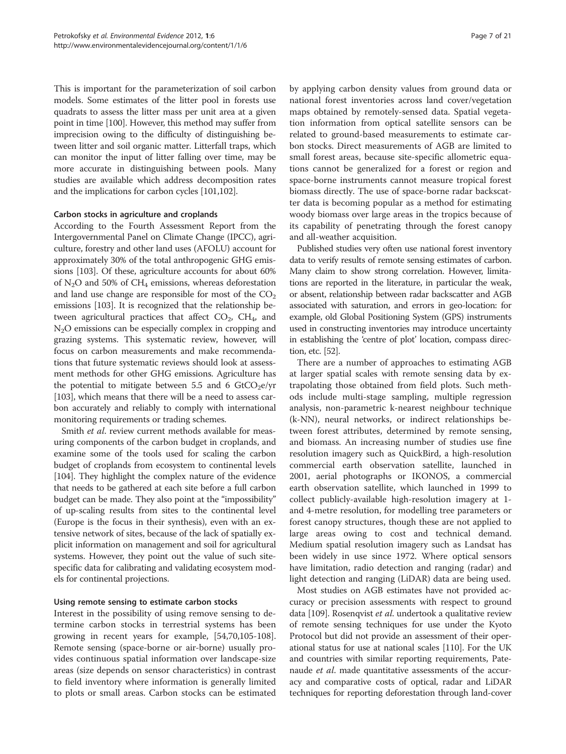This is important for the parameterization of soil carbon models. Some estimates of the litter pool in forests use quadrats to assess the litter mass per unit area at a given point in time [100]. However, this method may suffer from imprecision owing to the difficulty of distinguishing between litter and soil organic matter. Litterfall traps, which can monitor the input of litter falling over time, may be more accurate in distinguishing between pools. Many studies are available which address decomposition rates and the implications for carbon cycles [101,102].

### Carbon stocks in agriculture and croplands

According to the Fourth Assessment Report from the Intergovernmental Panel on Climate Change (IPCC), agriculture, forestry and other land uses (AFOLU) account for approximately 30% of the total anthropogenic GHG emissions [103]. Of these, agriculture accounts for about 60% of $N_2O$ and 50% of $CH_4$ emissions, whereas deforestation and land use change are responsible for most of the $CO_2$ emissions [103]. It is recognized that the relationship between agricultural practices that affect $CO_2$, $CH_4$, and $N_2O$ emissions can be especially complex in cropping and grazing systems. This systematic review, however, will focus on carbon measurements and make recommendations that future systematic reviews should look at assessment methods for other GHG emissions. Agriculture has the potential to mitigate between 5.5 and 6 $GtCO_2e$/yr [103], which means that there will be a need to assess carbon accurately and reliably to comply with international monitoring requirements or trading schemes.

Smith *et al*. review current methods available for measuring components of the carbon budget in croplands, and examine some of the tools used for scaling the carbon budget of croplands from ecosystem to continental levels [104]. They highlight the complex nature of the evidence that needs to be gathered at each site before a full carbon budget can be made. They also point at the "impossibility" of up-scaling results from sites to the continental level (Europe is the focus in their synthesis), even with an extensive network of sites, because of the lack of spatially explicit information on management and soil for agricultural systems. However, they point out the value of such site-specific data for calibrating and validating ecosystem models for continental projections.

### Using remote sensing to estimate carbon stocks

Interest in the possibility of using remove sensing to determine carbon stocks in terrestrial systems has been growing in recent years for example, [54,70,105-108]. Remote sensing (space-borne or air-borne) usually provides continuous spatial information over landscape-size areas (size depends on sensor characteristics) in contrast to field inventory where information is generally limited to plots or small areas. Carbon stocks can be estimated by applying carbon density values from ground data or national forest inventories across land cover/vegetation maps obtained by remotely-sensed data. Spatial vegetation information from optical satellite sensors can be related to ground-based measurements to estimate carbon stocks. Direct measurements of AGB are limited to small forest areas, because site-specific allometric equations cannot be generalized for a forest or region and space-borne instruments cannot measure tropical forest biomass directly. The use of space-borne radar backscatter data is becoming popular as a method for estimating woody biomass over large areas in the tropics because of its capability of penetrating through the forest canopy and all-weather acquisition.

Published studies very often use national forest inventory data to verify results of remote sensing estimates of carbon. Many claim to show strong correlation. However, limitations are reported in the literature, in particular the weak, or absent, relationship between radar backscatter and AGB associated with saturation, and errors in geo-location: for example, old Global Positioning System (GPS) instruments used in constructing inventories may introduce uncertainty in establishing the 'centre of plot' location, compass direction, etc. [52].

There are a number of approaches to estimating AGB at larger spatial scales with remote sensing data by extrapolating those obtained from field plots. Such methods include multi-stage sampling, multiple regression analysis, non-parametric k-nearest neighbour technique (k-NN), neural networks, or indirect relationships between forest attributes, determined by remote sensing, and biomass. An increasing number of studies use fine resolution imagery such as QuickBird, a high-resolution commercial earth observation satellite, launched in 2001, aerial photographs or IKONOS, a commercial earth observation satellite, which launched in 1999 to collect publicly-available high-resolution imagery at 1- and 4-metre resolution, for modelling tree parameters or forest canopy structures, though these are not applied to large areas owing to cost and technical demand. Medium spatial resolution imagery such as Landsat has been widely in use since 1972. Where optical sensors have limitation, radio detection and ranging (radar) and light detection and ranging (LiDAR) data are being used.

Most studies on AGB estimates have not provided accuracy or precision assessments with respect to ground data [109]. Rosenqvist *et al*. undertook a qualitative review of remote sensing techniques for use under the Kyoto Protocol but did not provide an assessment of their operational status for use at national scales [110]. For the UK and countries with similar reporting requirements, Patenaude *et al*. made quantitative assessments of the accuracy and comparative costs of optical, radar and LiDAR techniques for reporting deforestation through land-cover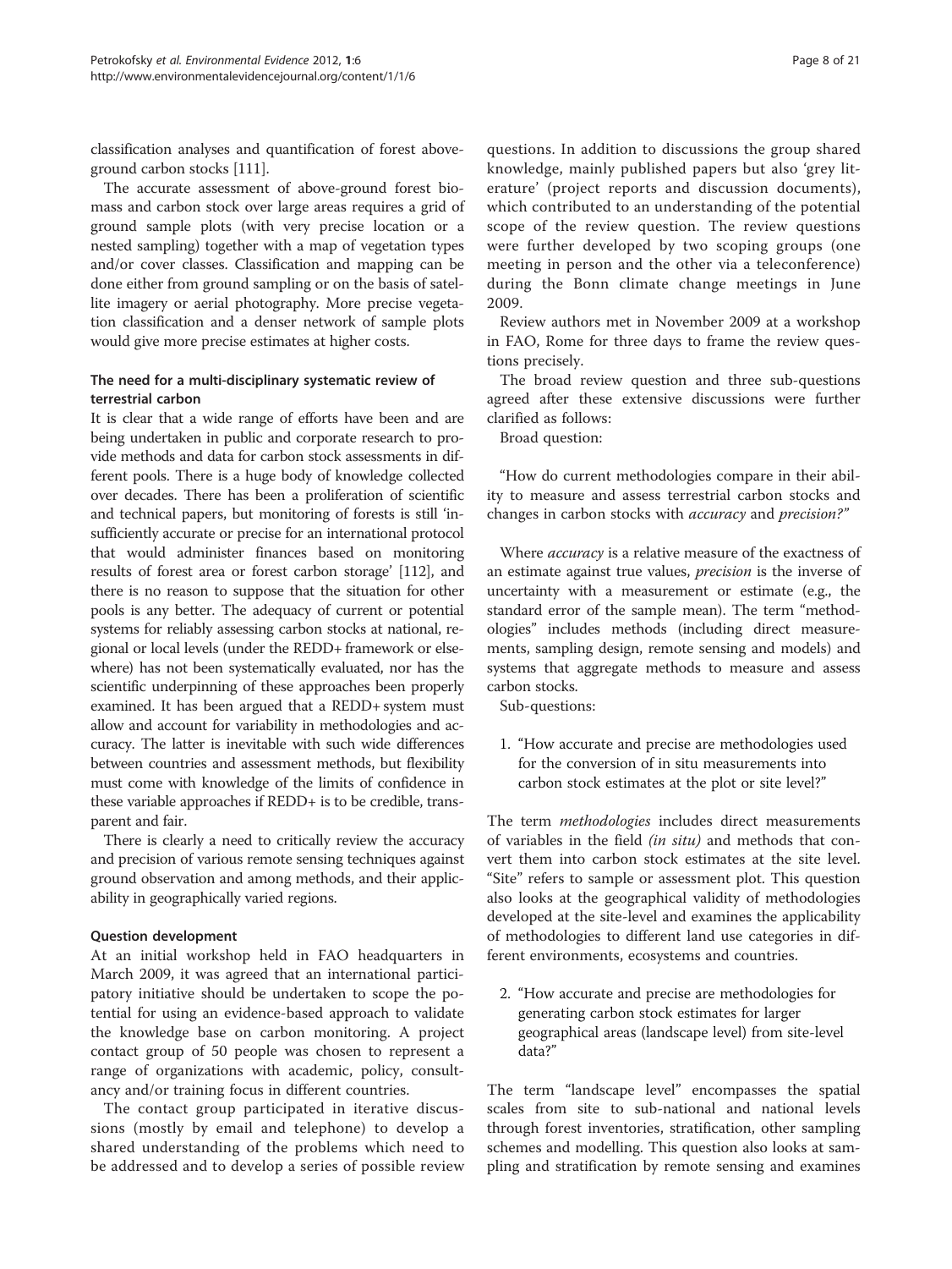classification analyses and quantification of forest above-ground carbon stocks [111].

The accurate assessment of above-ground forest biomass and carbon stock over large areas requires a grid of ground sample plots (with very precise location or a nested sampling) together with a map of vegetation types and/or cover classes. Classification and mapping can be done either from ground sampling or on the basis of satellite imagery or aerial photography. More precise vegetation classification and a denser network of sample plots would give more precise estimates at higher costs.

### The need for a multi-disciplinary systematic review of terrestrial carbon

It is clear that a wide range of efforts have been and are being undertaken in public and corporate research to provide methods and data for carbon stock assessments in different pools. There is a huge body of knowledge collected over decades. There has been a proliferation of scientific and technical papers, but monitoring of forests is still 'insufficiently accurate or precise for an international protocol that would administer finances based on monitoring results of forest area or forest carbon storage' [112], and there is no reason to suppose that the situation for other pools is any better. The adequacy of current or potential systems for reliably assessing carbon stocks at national, regional or local levels (under the REDD+ framework or elsewhere) has not been systematically evaluated, nor has the scientific underpinning of these approaches been properly examined. It has been argued that a REDD+ system must allow and account for variability in methodologies and accuracy. The latter is inevitable with such wide differences between countries and assessment methods, but flexibility must come with knowledge of the limits of confidence in these variable approaches if REDD+ is to be credible, transparent and fair.

There is clearly a need to critically review the accuracy and precision of various remote sensing techniques against ground observation and among methods, and their applicability in geographically varied regions.

### Question development

At an initial workshop held in FAO headquarters in March 2009, it was agreed that an international participatory initiative should be undertaken to scope the potential for using an evidence-based approach to validate the knowledge base on carbon monitoring. A project contact group of 50 people was chosen to represent a range of organizations with academic, policy, consultancy and/or training focus in different countries.

The contact group participated in iterative discussions (mostly by email and telephone) to develop a shared understanding of the problems which need to be addressed and to develop a series of possible review questions. In addition to discussions the group shared knowledge, mainly published papers but also 'grey literature' (project reports and discussion documents), which contributed to an understanding of the potential scope of the review question. The review questions were further developed by two scoping groups (one meeting in person and the other via a teleconference) during the Bonn climate change meetings in June 2009.

Review authors met in November 2009 at a workshop in FAO, Rome for three days to frame the review questions precisely.

The broad review question and three sub-questions agreed after these extensive discussions were further clarified as follows:

Broad question:

> "How do current methodologies compare in their ability to measure and assess terrestrial carbon stocks and changes in carbon stocks with *accuracy* and *precision?"*

Where *accuracy* is a relative measure of the exactness of an estimate against true values, *precision* is the inverse of uncertainty with a measurement or estimate (e.g., the standard error of the sample mean). The term "methodologies" includes methods (including direct measurements, sampling design, remote sensing and models) and systems that aggregate methods to measure and assess carbon stocks.

Sub-questions:

1. "How accurate and precise are methodologies used for the conversion of in situ measurements into carbon stock estimates at the plot or site level?"

The term *methodologies* includes direct measurements of variables in the field *(in situ)* and methods that convert them into carbon stock estimates at the site level. "Site" refers to sample or assessment plot. This question also looks at the geographical validity of methodologies developed at the site-level and examines the applicability of methodologies to different land use categories in different environments, ecosystems and countries.

2. "How accurate and precise are methodologies for generating carbon stock estimates for larger geographical areas (landscape level) from site-level data?"

The term "landscape level" encompasses the spatial scales from site to sub-national and national levels through forest inventories, stratification, other sampling schemes and modelling. This question also looks at sampling and stratification by remote sensing and examines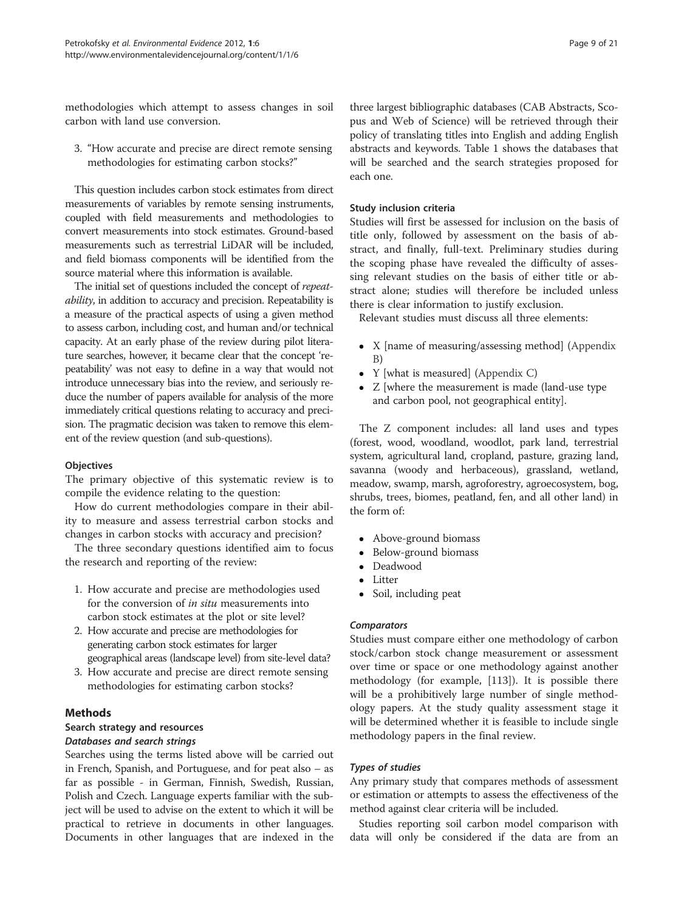methodologies which attempt to assess changes in soil carbon with land use conversion.

3. "How accurate and precise are direct remote sensing methodologies for estimating carbon stocks?"

This question includes carbon stock estimates from direct measurements of variables by remote sensing instruments, coupled with field measurements and methodologies to convert measurements into stock estimates. Ground-based measurements such as terrestrial LiDAR will be included, and field biomass components will be identified from the source material where this information is available.

The initial set of questions included the concept of *repeatability*, in addition to accuracy and precision. Repeatability is a measure of the practical aspects of using a given method to assess carbon, including cost, and human and/or technical capacity. At an early phase of the review during pilot literature searches, however, it became clear that the concept 'repeatability' was not easy to define in a way that would not introduce unnecessary bias into the review, and seriously reduce the number of papers available for analysis of the more immediately critical questions relating to accuracy and precision. The pragmatic decision was taken to remove this element of the review question (and sub-questions).

### Objectives

The primary objective of this systematic review is to compile the evidence relating to the question:

How do current methodologies compare in their ability to measure and assess terrestrial carbon stocks and changes in carbon stocks with accuracy and precision?

The three secondary questions identified aim to focus the research and reporting of the review:

1. How accurate and precise are methodologies used for the conversion of *in situ* measurements into carbon stock estimates at the plot or site level?
2. How accurate and precise are methodologies for generating carbon stock estimates for larger geographical areas (landscape level) from site-level data?
3. How accurate and precise are direct remote sensing methodologies for estimating carbon stocks?

## Methods

### Search strategy and resources

#### *Databases and search strings*

Searches using the terms listed above will be carried out in French, Spanish, and Portuguese, and for peat also – as far as possible - in German, Finnish, Swedish, Russian, Polish and Czech. Language experts familiar with the subject will be used to advise on the extent to which it will be practical to retrieve in documents in other languages. Documents in other languages that are indexed in the three largest bibliographic databases (CAB Abstracts, Scopus and Web of Science) will be retrieved through their policy of translating titles into English and adding English abstracts and keywords. Table 1 shows the databases that will be searched and the search strategies proposed for each one.

### Study inclusion criteria

Studies will first be assessed for inclusion on the basis of title only, followed by assessment on the basis of abstract, and finally, full-text. Preliminary studies during the scoping phase have revealed the difficulty of assessing relevant studies on the basis of either title or abstract alone; studies will therefore be included unless there is clear information to justify exclusion.

Relevant studies must discuss all three elements:

- X [name of measuring/assessing method] (Appendix B)
- Y [what is measured] (Appendix C)
- Z [where the measurement is made (land-use type and carbon pool, not geographical entity].

The Z component includes: all land uses and types (forest, wood, woodland, woodlot, park land, terrestrial system, agricultural land, cropland, pasture, grazing land, savanna (woody and herbaceous), grassland, wetland, meadow, swamp, marsh, agroforestry, agroecosystem, bog, shrubs, trees, biomes, peatland, fen, and all other land) in the form of:

- Above-ground biomass
- Below-ground biomass
- Deadwood
- Litter
- Soil, including peat

#### *Comparators*

Studies must compare either one methodology of carbon stock/carbon stock change measurement or assessment over time or space or one methodology against another methodology (for example, [113]). It is possible there will be a prohibitively large number of single methodology papers. At the study quality assessment stage it will be determined whether it is feasible to include single methodology papers in the final review.

#### *Types of studies*

Any primary study that compares methods of assessment or estimation or attempts to assess the effectiveness of the method against clear criteria will be included.

Studies reporting soil carbon model comparison with data will only be considered if the data are from an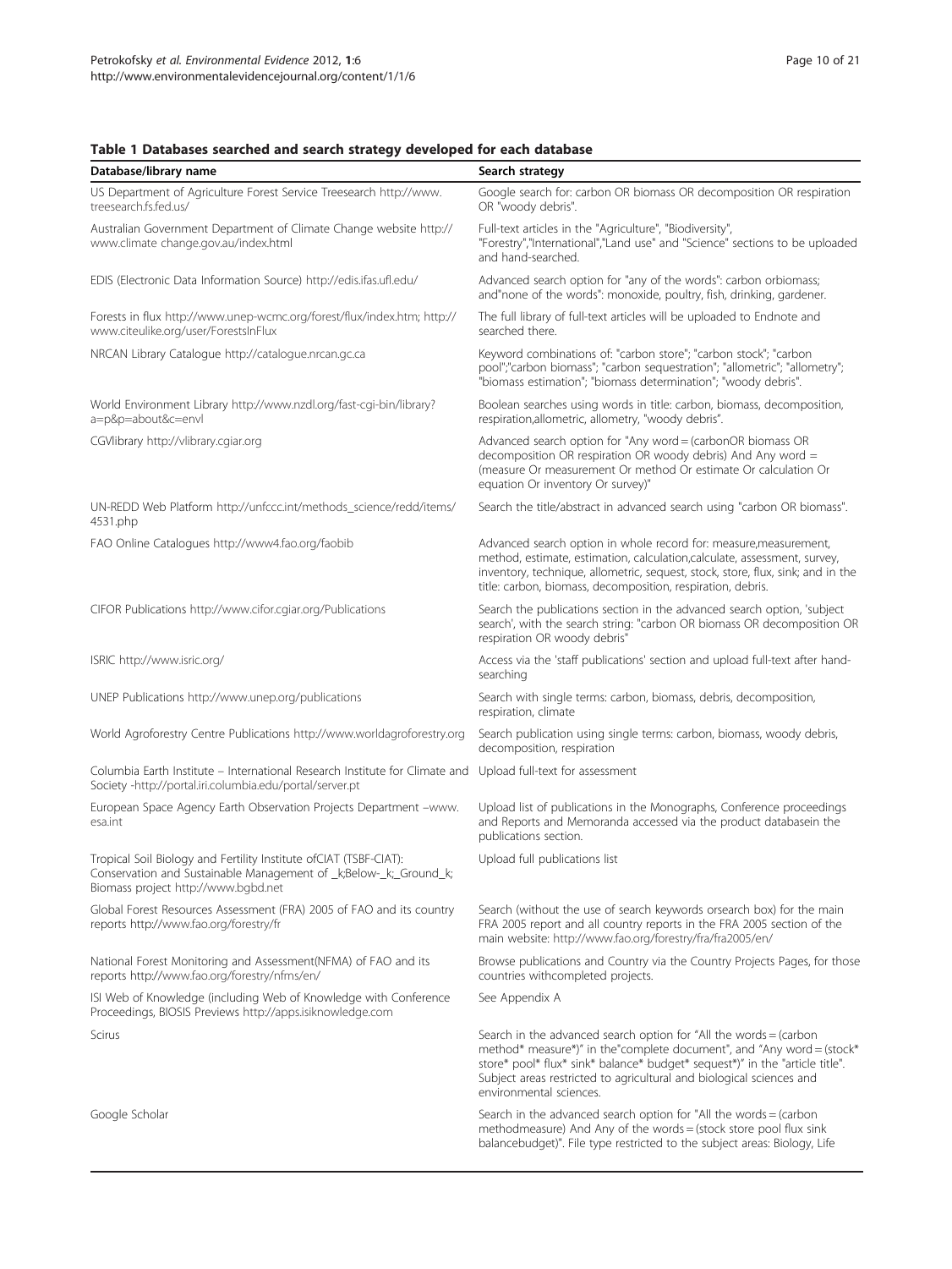**Table 1 Databases searched and search strategy developed for each database**

| Database/library name | Search strategy |
| --- | --- |
| US Department of Agriculture Forest Service Treesearch http://www.treesearch.fs.fed.us/ | Google search for: carbon OR biomass OR decomposition OR respiration OR "woody debris". |
| Australian Government Department of Climate Change website http://www.climate change.gov.au/index.html | Full-text articles in the "Agriculture", "Biodiversity", "Forestry","International","Land use" and "Science" sections to be uploaded and hand-searched. |
| EDIS (Electronic Data Information Source) http://edis.ifas.ufl.edu/ | Advanced search option for "any of the words": carbon orbiomass; and"none of the words": monoxide, poultry, fish, drinking, gardener. |
| Forests in flux http://www.unep-wcmc.org/forest/flux/index.htm; http://www.citeulike.org/user/ForestsInFlux | The full library of full-text articles will be uploaded to Endnote and searched there. |
| NRCAN Library Catalogue http://catalogue.nrcan.gc.ca | Keyword combinations of: "carbon store"; "carbon stock"; "carbon pool";"carbon biomass"; "carbon sequestration"; "allometric"; "allometry"; "biomass estimation"; "biomass determination"; "woody debris". |
| World Environment Library http://www.nzdl.org/fast-cgi-bin/library?a=p&p=about&c=envl | Boolean searches using words in title: carbon, biomass, decomposition, respiration,allometric, allometry, "woody debris". |
| CGVlibrary http://vlibrary.cgiar.org | Advanced search option for "Any word = (carbonOR biomass OR decomposition OR respiration OR woody debris) And Any word = (measure Or measurement Or method Or estimate Or calculation Or equation Or inventory Or survey)" |
| UN-REDD Web Platform http://unfccc.int/methods_science/redd/items/4531.php | Search the title/abstract in advanced search using "carbon OR biomass". |
| FAO Online Catalogues http://www4.fao.org/faobib | Advanced search option in whole record for: measure,measurement, method, estimate, estimation, calculation,calculate, assessment, survey, inventory, technique, allometric, sequest, stock, store, flux, sink; and in the title: carbon, biomass, decomposition, respiration, debris. |
| CIFOR Publications http://www.cifor.cgiar.org/Publications | Search the publications section in the advanced search option, 'subject search', with the search string: "carbon OR biomass OR decomposition OR respiration OR woody debris" |
| ISRIC http://www.isric.org/ | Access via the 'staff publications' section and upload full-text after hand-searching |
| UNEP Publications http://www.unep.org/publications | Search with single terms: carbon, biomass, debris, decomposition, respiration, climate |
| World Agroforestry Centre Publications http://www.worldagroforestry.org | Search publication using single terms: carbon, biomass, woody debris, decomposition, respiration |
| Columbia Earth Institute – International Research Institute for Climate and Society -http://portal.iri.columbia.edu/portal/server.pt | Upload full-text for assessment |
| European Space Agency Earth Observation Projects Department –www.esa.int | Upload list of publications in the Monographs, Conference proceedings and Reports and Memoranda accessed via the product databasein the publications section. |
| Tropical Soil Biology and Fertility Institute ofCIAT (TSBF-CIAT): Conservation and Sustainable Management of _k;Below-_k;_Ground_k; Biomass project http://www.bgbd.net | Upload full publications list |
| Global Forest Resources Assessment (FRA) 2005 of FAO and its country reports http://www.fao.org/forestry/fr | Search (without the use of search keywords orsearch box) for the main FRA 2005 report and all country reports in the FRA 2005 section of the main website: http://www.fao.org/forestry/fra/fra2005/en/ |
| National Forest Monitoring and Assessment(NFMA) of FAO and its reports http://www.fao.org/forestry/nfms/en/ | Browse publications and Country via the Country Projects Pages, for those countries withcompleted projects. |
| ISI Web of Knowledge (including Web of Knowledge with Conference Proceedings, BIOSIS Previews http://apps.isiknowledge.com | See Appendix A |
| Scirus | Search in the advanced search option for "All the words = (carbon method* measure*)" in the"complete document", and "Any word = (stock* store* pool* flux* sink* balance* budget* sequest*)" in the "article title". Subject areas restricted to agricultural and biological sciences and environmental sciences. |
| Google Scholar | Search in the advanced search option for "All the words = (carbon methodmeasure) And Any of the words = (stock store pool flux sink balancebudget)". File type restricted to the subject areas: Biology, Life |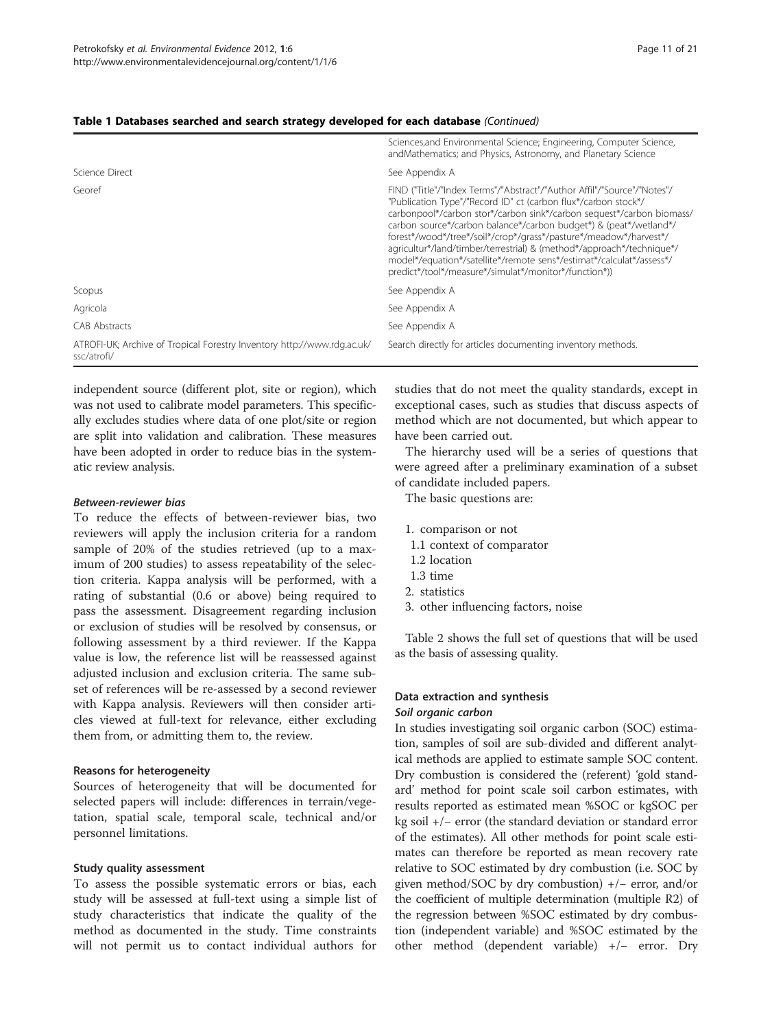**Table 1 Databases searched and search strategy developed for each database** *(Continued)*

| | |
|---|---|
| | Sciences,and Environmental Science; Engineering, Computer Science, andMathematics; and Physics, Astronomy, and Planetary Science |
| Science Direct | See Appendix A |
| Georef | FIND ("Title"/"Index Terms"/"Abstract"/"Author Affil"/"Source"/"Notes"/ "Publication Type"/"Record ID" ct (carbon flux*/carbon stock*/ carbonpool*/carbon stor*/carbon sink*/carbon sequest*/carbon biomass/ carbon source*/carbon balance*/carbon budget*) & (peat*/wetland*/ forest*/wood*/tree*/soil*/crop*/grass*/pasture*/meadow*/harvest*/ agricultur*/land/timber/terrestrial) & (method*/approach*/technique*/ model*/equation*/satellite*/remote sens*/estimat*/calculat*/assess*/ predict*/tool*/measure*/simulat*/monitor*/function*)) |
| Scopus | See Appendix A |
| Agricola | See Appendix A |
| CAB Abstracts | See Appendix A |
| ATROFI-UK; Archive of Tropical Forestry Inventory http://www.rdg.ac.uk/ssc/atrofi/ | Search directly for articles documenting inventory methods. |

independent source (different plot, site or region), which was not used to calibrate model parameters. This specifically excludes studies where data of one plot/site or region are split into validation and calibration. These measures have been adopted in order to reduce bias in the systematic review analysis.

#### *Between-reviewer bias*

To reduce the effects of between-reviewer bias, two reviewers will apply the inclusion criteria for a random sample of 20% of the studies retrieved (up to a maximum of 200 studies) to assess repeatability of the selection criteria. Kappa analysis will be performed, with a rating of substantial (0.6 or above) being required to pass the assessment. Disagreement regarding inclusion or exclusion of studies will be resolved by consensus, or following assessment by a third reviewer. If the Kappa value is low, the reference list will be reassessed against adjusted inclusion and exclusion criteria. The same subset of references will be re-assessed by a second reviewer with Kappa analysis. Reviewers will then consider articles viewed at full-text for relevance, either excluding them from, or admitting them to, the review.

### Reasons for heterogeneity

Sources of heterogeneity that will be documented for selected papers will include: differences in terrain/vegetation, spatial scale, temporal scale, technical and/or personnel limitations.

### Study quality assessment

To assess the possible systematic errors or bias, each study will be assessed at full-text using a simple list of study characteristics that indicate the quality of the method as documented in the study. Time constraints will not permit us to contact individual authors for studies that do not meet the quality standards, except in exceptional cases, such as studies that discuss aspects of method which are not documented, but which appear to have been carried out.

The hierarchy used will be a series of questions that were agreed after a preliminary examination of a subset of candidate included papers.

The basic questions are:

1. comparison or not
   1.1 context of comparator
   1.2 location
   1.3 time
2. statistics
3. other influencing factors, noise

Table 2 shows the full set of questions that will be used as the basis of assessing quality.

### Data extraction and synthesis

#### *Soil organic carbon*

In studies investigating soil organic carbon (SOC) estimation, samples of soil are sub-divided and different analytical methods are applied to estimate sample SOC content. Dry combustion is considered the (referent) 'gold standard' method for point scale soil carbon estimates, with results reported as estimated mean %SOC or kgSOC per kg soil +/− error (the standard deviation or standard error of the estimates). All other methods for point scale estimates can therefore be reported as mean recovery rate relative to SOC estimated by dry combustion (i.e. SOC by given method/SOC by dry combustion) +/− error, and/or the coefficient of multiple determination (multiple R2) of the regression between %SOC estimated by dry combustion (independent variable) and %SOC estimated by the other method (dependent variable) +/− error. Dry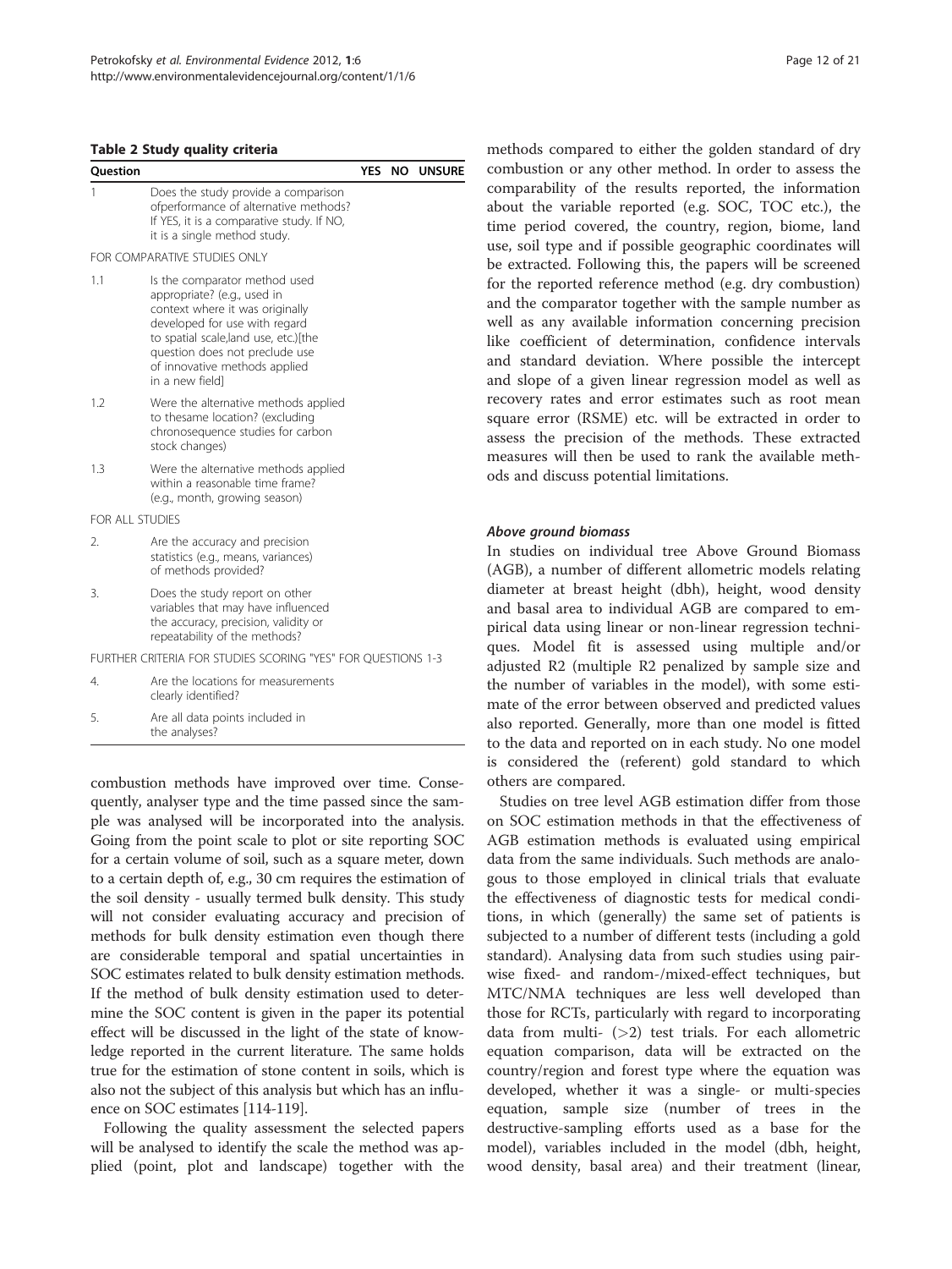**Table 2 Study quality criteria**

| Question | | YES | NO | UNSURE |
|---|---|---|---|---|
| 1 | Does the study provide a comparison ofperformance of alternative methods? If YES, it is a comparative study. If NO, it is a single method study. | | | |
| FOR COMPARATIVE STUDIES ONLY | | | | |
| 1.1 | Is the comparator method used appropriate? (e.g., used in context where it was originally developed for use with regard to spatial scale,land use, etc.)[the question does not preclude use of innovative methods applied in a new field] | | | |
| 1.2 | Were the alternative methods applied to thesame location? (excluding chronosequence studies for carbon stock changes) | | | |
| 1.3 | Were the alternative methods applied within a reasonable time frame? (e.g., month, growing season) | | | |
| FOR ALL STUDIES | | | | |
| 2. | Are the accuracy and precision statistics (e.g., means, variances) of methods provided? | | | |
| 3. | Does the study report on other variables that may have influenced the accuracy, precision, validity or repeatability of the methods? | | | |
| FURTHER CRITERIA FOR STUDIES SCORING "YES" FOR QUESTIONS 1-3 | | | | |
| 4. | Are the locations for measurements clearly identified? | | | |
| 5. | Are all data points included in the analyses? | | | |

combustion methods have improved over time. Consequently, analyser type and the time passed since the sample was analysed will be incorporated into the analysis. Going from the point scale to plot or site reporting SOC for a certain volume of soil, such as a square meter, down to a certain depth of, e.g., 30 cm requires the estimation of the soil density - usually termed bulk density. This study will not consider evaluating accuracy and precision of methods for bulk density estimation even though there are considerable temporal and spatial uncertainties in SOC estimates related to bulk density estimation methods. If the method of bulk density estimation used to determine the SOC content is given in the paper its potential effect will be discussed in the light of the state of knowledge reported in the current literature. The same holds true for the estimation of stone content in soils, which is also not the subject of this analysis but which has an influence on SOC estimates [114-119].

Following the quality assessment the selected papers will be analysed to identify the scale the method was applied (point, plot and landscape) together with the methods compared to either the golden standard of dry combustion or any other method. In order to assess the comparability of the results reported, the information about the variable reported (e.g. SOC, TOC etc.), the time period covered, the country, region, biome, land use, soil type and if possible geographic coordinates will be extracted. Following this, the papers will be screened for the reported reference method (e.g. dry combustion) and the comparator together with the sample number as well as any available information concerning precision like coefficient of determination, confidence intervals and standard deviation. Where possible the intercept and slope of a given linear regression model as well as recovery rates and error estimates such as root mean square error (RSME) etc. will be extracted in order to assess the precision of the methods. These extracted measures will then be used to rank the available methods and discuss potential limitations.

#### *Above ground biomass*

In studies on individual tree Above Ground Biomass (AGB), a number of different allometric models relating diameter at breast height (dbh), height, wood density and basal area to individual AGB are compared to empirical data using linear or non-linear regression techniques. Model fit is assessed using multiple and/or adjusted R2 (multiple R2 penalized by sample size and the number of variables in the model), with some estimate of the error between observed and predicted values also reported. Generally, more than one model is fitted to the data and reported on in each study. No one model is considered the (referent) gold standard to which others are compared.

Studies on tree level AGB estimation differ from those on SOC estimation methods in that the effectiveness of AGB estimation methods is evaluated using empirical data from the same individuals. Such methods are analogous to those employed in clinical trials that evaluate the effectiveness of diagnostic tests for medical conditions, in which (generally) the same set of patients is subjected to a number of different tests (including a gold standard). Analysing data from such studies using pairwise fixed- and random-/mixed-effect techniques, but MTC/NMA techniques are less well developed than those for RCTs, particularly with regard to incorporating data from multi- ($>2$) test trials. For each allometric equation comparison, data will be extracted on the country/region and forest type where the equation was developed, whether it was a single- or multi-species equation, sample size (number of trees in the destructive-sampling efforts used as a base for the model), variables included in the model (dbh, height, wood density, basal area) and their treatment (linear,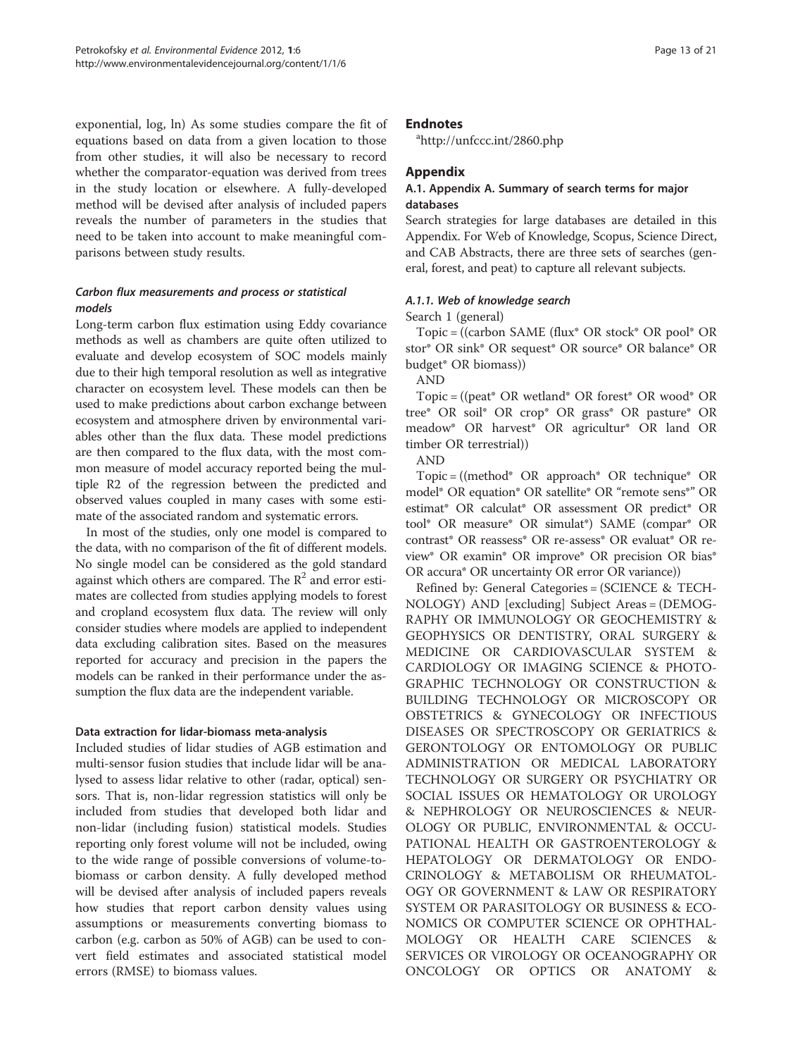exponential, log, ln) As some studies compare the fit of equations based on data from a given location to those from other studies, it will also be necessary to record whether the comparator-equation was derived from trees in the study location or elsewhere. A fully-developed method will be devised after analysis of included papers reveals the number of parameters in the studies that need to be taken into account to make meaningful comparisons between study results.

#### *Carbon flux measurements and process or statistical models*

Long-term carbon flux estimation using Eddy covariance methods as well as chambers are quite often utilized to evaluate and develop ecosystem of SOC models mainly due to their high temporal resolution as well as integrative character on ecosystem level. These models can then be used to make predictions about carbon exchange between ecosystem and atmosphere driven by environmental variables other than the flux data. These model predictions are then compared to the flux data, with the most common measure of model accuracy reported being the multiple R2 of the regression between the predicted and observed values coupled in many cases with some estimate of the associated random and systematic errors.

In most of the studies, only one model is compared to the data, with no comparison of the fit of different models. No single model can be considered as the gold standard against which others are compared. The $R^2$ and error estimates are collected from studies applying models to forest and cropland ecosystem flux data. The review will only consider studies where models are applied to independent data excluding calibration sites. Based on the measures reported for accuracy and precision in the papers the models can be ranked in their performance under the assumption the flux data are the independent variable.

#### Data extraction for lidar-biomass meta-analysis

Included studies of lidar studies of AGB estimation and multi-sensor fusion studies that include lidar will be analysed to assess lidar relative to other (radar, optical) sensors. That is, non-lidar regression statistics will only be included from studies that developed both lidar and non-lidar (including fusion) statistical models. Studies reporting only forest volume will not be included, owing to the wide range of possible conversions of volume-to-biomass or carbon density. A fully developed method will be devised after analysis of included papers reveals how studies that report carbon density values using assumptions or measurements converting biomass to carbon (e.g. carbon as 50% of AGB) can be used to convert field estimates and associated statistical model errors (RMSE) to biomass values.

## Endnotes

[a]http://unfccc.int/2860.php

## Appendix

### A.1. Appendix A. Summary of search terms for major databases

Search strategies for large databases are detailed in this Appendix. For Web of Knowledge, Scopus, Science Direct, and CAB Abstracts, there are three sets of searches (general, forest, and peat) to capture all relevant subjects.

#### *A.1.1. Web of knowledge search*

Search 1 (general)

Topic = ((carbon SAME (flux* OR stock* OR pool* OR stor* OR sink* OR sequest* OR source* OR balance* OR budget* OR biomass))

AND

Topic = ((peat* OR wetland* OR forest* OR wood* OR tree* OR soil* OR crop* OR grass* OR pasture* OR meadow* OR harvest* OR agricultur* OR land OR timber OR terrestrial))

AND

Topic = ((method* OR approach* OR technique* OR model* OR equation* OR satellite* OR "remote sens*" OR estimat* OR calculat* OR assessment OR predict* OR tool* OR measure* OR simulat*) SAME (compar* OR contrast* OR reassess* OR re-assess* OR evaluat* OR review* OR examin* OR improve* OR precision OR bias* OR accura* OR uncertainty OR error OR variance))

Refined by: General Categories = (SCIENCE & TECHNOLOGY) AND [excluding] Subject Areas = (DEMOGRAPHY OR IMMUNOLOGY OR GEOCHEMISTRY & GEOPHYSICS OR DENTISTRY, ORAL SURGERY & MEDICINE OR CARDIOVASCULAR SYSTEM & CARDIOLOGY OR IMAGING SCIENCE & PHOTOGRAPHIC TECHNOLOGY OR CONSTRUCTION & BUILDING TECHNOLOGY OR MICROSCOPY OR OBSTETRICS & GYNECOLOGY OR INFECTIOUS DISEASES OR SPECTROSCOPY OR GERIATRICS & GERONTOLOGY OR ENTOMOLOGY OR PUBLIC ADMINISTRATION OR MEDICAL LABORATORY TECHNOLOGY OR SURGERY OR PSYCHIATRY OR SOCIAL ISSUES OR HEMATOLOGY OR UROLOGY & NEPHROLOGY OR NEUROSCIENCES & NEUROLOGY OR PUBLIC, ENVIRONMENTAL & OCCUPATIONAL HEALTH OR GASTROENTEROLOGY & HEPATOLOGY OR DERMATOLOGY OR ENDOCRINOLOGY & METABOLISM OR RHEUMATOLOGY OR GOVERNMENT & LAW OR RESPIRATORY SYSTEM OR PARASITOLOGY OR BUSINESS & ECONOMICS OR COMPUTER SCIENCE OR OPHTHALMOLOGY OR HEALTH CARE SCIENCES & SERVICES OR VIROLOGY OR OCEANOGRAPHY OR ONCOLOGY OR OPTICS OR ANATOMY &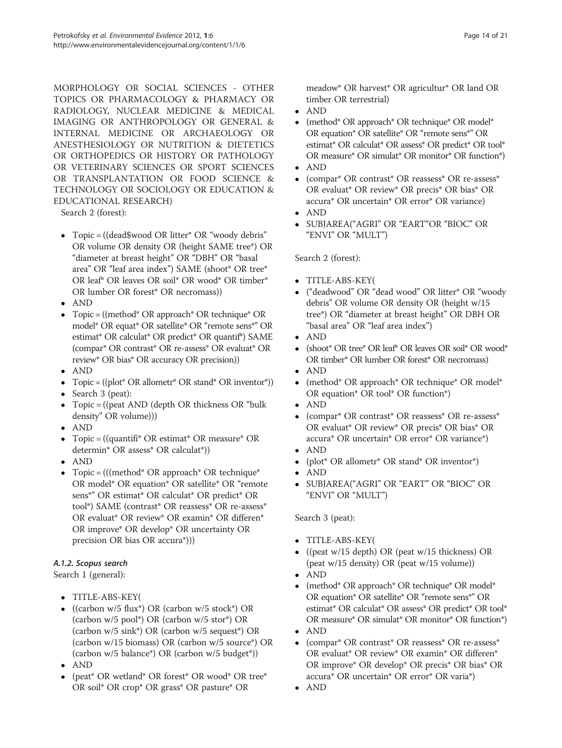MORPHOLOGY OR SOCIAL SCIENCES - OTHER TOPICS OR PHARMACOLOGY & PHARMACY OR RADIOLOGY, NUCLEAR MEDICINE & MEDICAL IMAGING OR ANTHROPOLOGY OR GENERAL & INTERNAL MEDICINE OR ARCHAEOLOGY OR ANESTHESIOLOGY OR NUTRITION & DIETETICS OR ORTHOPEDICS OR HISTORY OR PATHOLOGY OR VETERINARY SCIENCES OR SPORT SCIENCES OR TRANSPLANTATION OR FOOD SCIENCE & TECHNOLOGY OR SOCIOLOGY OR EDUCATION & EDUCATIONAL RESEARCH)

Search 2 (forest):

- Topic = ((dead$wood OR litter* OR "woody debris" OR volume OR density OR (height SAME tree*) OR "diameter at breast height" OR "DBH" OR "basal area" OR "leaf area index") SAME (shoot* OR tree* OR leaf* OR leaves OR soil* OR wood* OR timber* OR lumber OR forest* OR necromass))
- AND
- Topic = ((method* OR approach* OR technique* OR model* OR equat* OR satellite* OR "remote sens*" OR estimat* OR calculat* OR predict* OR quantif*) SAME (compar* OR contrast* OR re-assess* OR evaluat* OR review* OR bias* OR accuracy OR precision))
- AND
- Topic = ((plot* OR allometr* OR stand* OR inventor*))
- Search 3 (peat):
- Topic = ((peat AND (depth OR thickness OR "bulk density" OR volume)))
- AND
- Topic = ((quantifi* OR estimat* OR measure* OR determin* OR assess* OR calculat*))
- AND
- Topic = (((method* OR approach* OR technique* OR model* OR equation* OR satellite* OR "remote sens*" OR estimat* OR calculat* OR predict* OR tool*) SAME (contrast* OR reassess* OR re-assess* OR evaluat* OR review* OR examin* OR differen* OR improve* OR develop* OR uncertainty OR precision OR bias OR accura*)))

#### *A.1.2. Scopus search*

Search 1 (general):

- TITLE-ABS-KEY(
- ((carbon w/5 flux*) OR (carbon w/5 stock*) OR (carbon w/5 pool*) OR (carbon w/5 stor*) OR (carbon w/5 sink*) OR (carbon w/5 sequest*) OR (carbon w/15 biomass) OR (carbon w/5 source*) OR (carbon w/5 balance*) OR (carbon w/5 budget*))
- AND
- (peat* OR wetland* OR forest* OR wood* OR tree* OR soil* OR crop* OR grass* OR pasture* OR meadow* OR harvest* OR agricultur* OR land OR timber OR terrestrial)
- AND
- (method* OR approach* OR technique* OR model* OR equation* OR satellite* OR "remote sens*" OR estimat* OR calculat* OR assess* OR predict* OR tool* OR measure* OR simulat* OR monitor* OR function*)
- AND
- (compar* OR contrast* OR reassess* OR re-assess* OR evaluat* OR review* OR precis* OR bias* OR accura* OR uncertain* OR error* OR variance)
- AND
- SUBJAREA("AGRI" OR "EART"OR "BIOC" OR "ENVI" OR "MULT")

Search 2 (forest):

- TITLE-ABS-KEY(
- ("deadwood" OR "dead wood" OR litter* OR "woody debris" OR volume OR density OR (height w/15 tree*) OR "diameter at breast height" OR DBH OR "basal area" OR "leaf area index")
- AND
- (shoot* OR tree* OR leaf* OR leaves OR soil* OR wood* OR timber* OR lumber OR forest* OR necromass)
- AND
- (method* OR approach* OR technique* OR model* OR equation* OR tool* OR function*)
- AND
- (compar* OR contrast* OR reassess* OR re-assess* OR evaluat* OR review* OR precis* OR bias* OR accura* OR uncertain* OR error* OR variance*)
- AND
- (plot* OR allometr* OR stand* OR inventor*)
- AND
- SUBJAREA("AGRI" OR "EART" OR "BIOC" OR "ENVI" OR "MULT")

Search 3 (peat):

- TITLE-ABS-KEY(
- ((peat w/15 depth) OR (peat w/15 thickness) OR (peat w/15 density) OR (peat w/15 volume))
- AND
- (method* OR approach* OR technique* OR model* OR equation* OR satellite* OR "remote sens*" OR estimat* OR calculat* OR assess* OR predict* OR tool* OR measure* OR simulat* OR monitor* OR function*)
- AND
- (compar* OR contrast* OR reassess* OR re-assess* OR evaluat* OR review* OR examin* OR differen* OR improve* OR develop* OR precis* OR bias* OR accura* OR uncertain* OR error* OR varia*)
- AND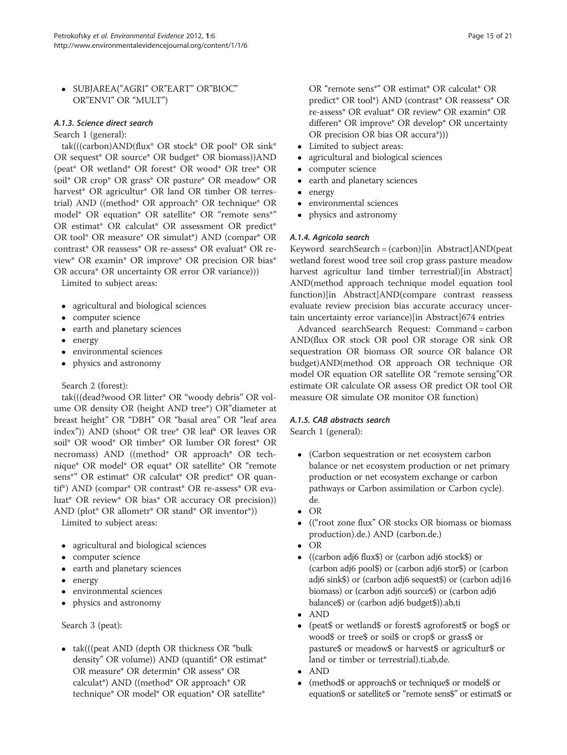- SUBJAREA("AGRI" OR"EART" OR"BIOC" OR"ENVI" OR "MULT")

#### A.1.3. Science direct search

Search 1 (general):

tak(((carbon)AND(flux* OR stock* OR pool* OR sink* OR sequest* OR source* OR budget* OR biomass))AND (peat* OR wetland* OR forest* OR wood* OR tree* OR soil* OR crop* OR grass* OR pasture* OR meadow* OR harvest* OR agricultur* OR land OR timber OR terrestrial) AND ((method* OR approach* OR technique* OR model* OR equation* OR satellite* OR "remote sens*" OR estimat* OR calculat* OR assessment OR predict* OR tool* OR measure* OR simulat*) AND (compar* OR contrast* OR reassess* OR re-assess* OR evaluat* OR review* OR examin* OR improve* OR precision OR bias* OR accura* OR uncertainty OR error OR variance)))

Limited to subject areas:

- agricultural and biological sciences
- computer science
- earth and planetary sciences
- energy
- environmental sciences
- physics and astronomy

Search 2 (forest):

tak(((dead?wood OR litter* OR "woody debris" OR volume OR density OR (height AND tree*) OR"diameter at breast height" OR "DBH" OR "basal area" OR "leaf area index")) AND (shoot* OR tree* OR leaf* OR leaves OR soil* OR wood* OR timber* OR lumber OR forest* OR necromass) AND ((method* OR approach* OR technique* OR model* OR equat* OR satellite* OR "remote sens*" OR estimat* OR calculat* OR predict* OR quantif*) AND (compar* OR contrast* OR re-assess* OR evaluat* OR review* OR bias* OR accuracy OR precision)) AND (plot* OR allometr* OR stand* OR inventor*))

Limited to subject areas:

- agricultural and biological sciences
- computer science
- earth and planetary sciences
- energy
- environmental sciences
- physics and astronomy

Search 3 (peat):

- tak(((peat AND (depth OR thickness OR "bulk density" OR volume)) AND (quantifi* OR estimat* OR measure* OR determin* OR assess* OR calculat*) AND ((method* OR approach* OR technique* OR model* OR equation* OR satellite* OR "remote sens*" OR estimat* OR calculat* OR predict* OR tool*) AND (contrast* OR reassess* OR re-assess* OR evaluat* OR review* OR examin* OR differen* OR improve* OR develop* OR uncertainty OR precision OR bias OR accura*)))
- Limited to subject areas:
- agricultural and biological sciences
- computer science
- earth and planetary sciences
- energy
- environmental sciences
- physics and astronomy

#### A.1.4. Agricola search

Keyword searchSearch = (carbon)[in Abstract]AND(peat wetland forest wood tree soil crop grass pasture meadow harvest agricultur land timber terrestrial)[in Abstract] AND(method approach technique model equation tool function)[in Abstract]AND(compare contrast reassess evaluate review precision bias accurate accuracy uncertain uncertainty error variance)[in Abstract]674 entries

Advanced searchSearch Request: Command = carbon AND(flux OR stock OR pool OR storage OR sink OR sequestration OR biomass OR source OR balance OR budget)AND(method OR approach OR technique OR model OR equation OR satellite OR "remote sensing"OR estimate OR calculate OR assess OR predict OR tool OR measure OR simulate OR monitor OR function)

#### A.1.5. CAB abstracts search

Search 1 (general):

- (Carbon sequestration or net ecosystem carbon balance or net ecosystem production or net primary production or net ecosystem exchange or carbon pathways or Carbon assimilation or Carbon cycle).de.
- OR
- (("root zone flux" OR stocks OR biomass or biomass production).de.) AND (carbon.de.)
- OR
- ((carbon adj6 flux$) or (carbon adj6 stock$) or (carbon adj6 pool$) or (carbon adj6 stor$) or (carbon adj6 sink$) or (carbon adj6 sequest$) or (carbon adj16 biomass) or (carbon adj6 source$) or (carbon adj6 balance$) or (carbon adj6 budget$)).ab,ti
- AND
- (peat$ or wetland$ or forest$ agroforest$ or bog$ or wood$ or tree$ or soil$ or crop$ or grass$ or pasture$ or meadow$ or harvest$ or agricultur$ or land or timber or terrestrial).ti,ab,de.
- AND
- (method$ or approach$ or technique$ or model$ or equation$ or satellite$ or "remote sens$" or estimat$ or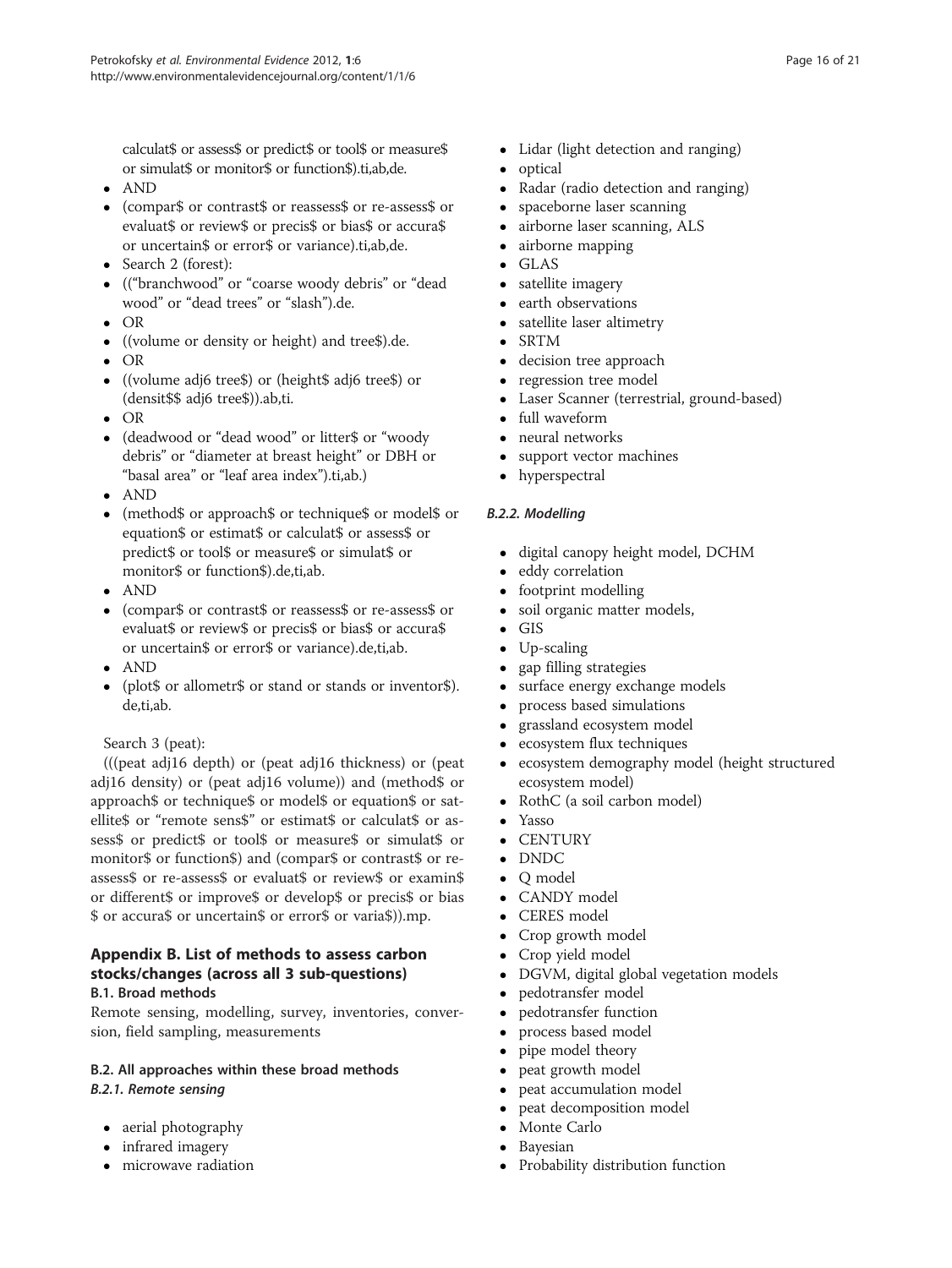calculat$ or assess$ or predict$ or tool$ or measure$ or simulat$ or monitor$ or function$).ti,ab,de.

- AND
- (compar$ or contrast$ or reassess$ or re-assess$ or evaluat$ or review$ or precis$ or bias$ or accura$ or uncertain$ or error$ or variance).ti,ab,de.
- Search 2 (forest):
- (("branchwood" or "coarse woody debris" or "dead wood" or "dead trees" or "slash").de.
- OR
- ((volume or density or height) and tree$).de.
- OR
- ((volume adj6 tree$) or (height$ adj6 tree$) or (densit$$ adj6 tree$)).ab,ti.
- OR
- (deadwood or "dead wood" or litter$ or "woody debris" or "diameter at breast height" or DBH or "basal area" or "leaf area index").ti,ab.)
- AND
- (method$ or approach$ or technique$ or model$ or equation$ or estimat$ or calculat$ or assess$ or predict$ or tool$ or measure$ or simulat$ or monitor$ or function$).de,ti,ab.
- AND
- (compar$ or contrast$ or reassess$ or re-assess$ or evaluat$ or review$ or precis$ or bias$ or accura$ or uncertain$ or error$ or variance).de,ti,ab.
- AND
- (plot$ or allometr$ or stand or stands or inventor$).de,ti,ab.

Search 3 (peat):

(((peat adj16 depth) or (peat adj16 thickness) or (peat adj16 density) or (peat adj16 volume)) and (method$ or approach$ or technique$ or model$ or equation$ or satellite$ or "remote sens$" or estimat$ or calculat$ or assess$ or predict$ or tool$ or measure$ or simulat$ or monitor$ or function$) and (compar$ or contrast$ or reassess$ or re-assess$ or evaluat$ or review$ or examin$ or different$ or improve$ or develop$ or precis$ or bias $ or accura$ or uncertain$ or error$ or varia$)).mp.

## Appendix B. List of methods to assess carbon stocks/changes (across all 3 sub-questions)

### B.1. Broad methods

Remote sensing, modelling, survey, inventories, conversion, field sampling, measurements

### B.2. All approaches within these broad methods

#### *B.2.1. Remote sensing*

- aerial photography
- infrared imagery
- microwave radiation
- Lidar (light detection and ranging)
- optical
- Radar (radio detection and ranging)
- spaceborne laser scanning
- airborne laser scanning, ALS
- airborne mapping
- GLAS
- satellite imagery
- earth observations
- satellite laser altimetry
- SRTM
- decision tree approach
- regression tree model
- Laser Scanner (terrestrial, ground-based)
- full waveform
- neural networks
- support vector machines
- hyperspectral

#### *B.2.2. Modelling*

- digital canopy height model, DCHM
- eddy correlation
- footprint modelling
- soil organic matter models,
- GIS
- Up-scaling
- gap filling strategies
- surface energy exchange models
- process based simulations
- grassland ecosystem model
- ecosystem flux techniques
- ecosystem demography model (height structured ecosystem model)
- RothC (a soil carbon model)
- Yasso
- CENTURY
- DNDC
- Q model
- CANDY model
- CERES model
- Crop growth model
- Crop yield model
- DGVM, digital global vegetation models
- pedotransfer model
- pedotransfer function
- process based model
- pipe model theory
- peat growth model
- peat accumulation model
- peat decomposition model
- Monte Carlo
- Bayesian
- Probability distribution function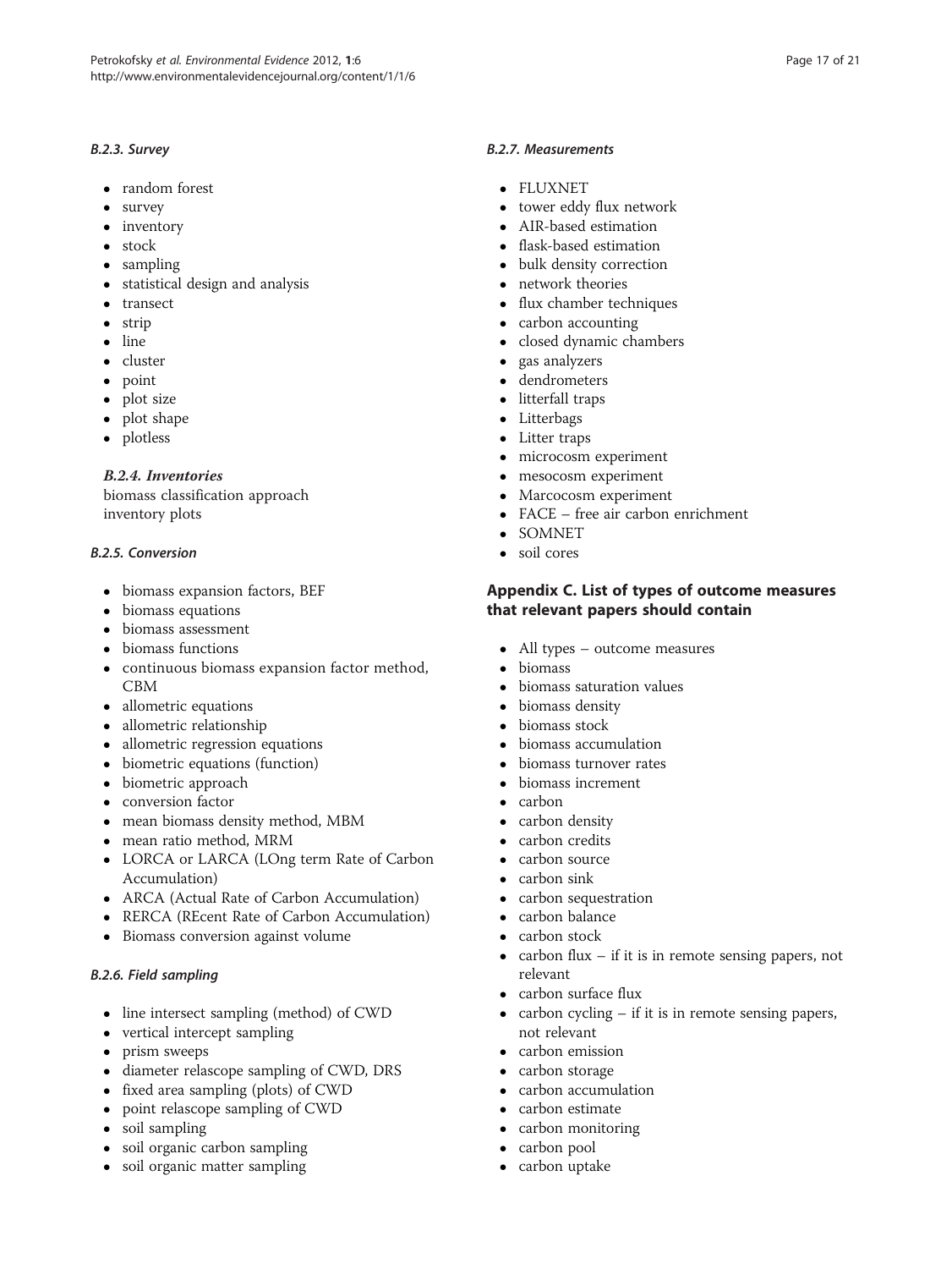#### B.2.3. Survey

- random forest
- survey
- inventory
- stock
- sampling
- statistical design and analysis
- transect
- strip
- line
- cluster
- point
- plot size
- plot shape
- plotless

#### *B.2.4. Inventories*

biomass classification approach
inventory plots

#### B.2.5. Conversion

- biomass expansion factors, BEF
- biomass equations
- biomass assessment
- biomass functions
- continuous biomass expansion factor method, CBM
- allometric equations
- allometric relationship
- allometric regression equations
- biometric equations (function)
- biometric approach
- conversion factor
- mean biomass density method, MBM
- mean ratio method, MRM
- LORCA or LARCA (LOng term Rate of Carbon Accumulation)
- ARCA (Actual Rate of Carbon Accumulation)
- RERCA (REcent Rate of Carbon Accumulation)
- Biomass conversion against volume

#### B.2.6. Field sampling

- line intersect sampling (method) of CWD
- vertical intercept sampling
- prism sweeps
- diameter relascope sampling of CWD, DRS
- fixed area sampling (plots) of CWD
- point relascope sampling of CWD
- soil sampling
- soil organic carbon sampling
- soil organic matter sampling

#### B.2.7. Measurements

- FLUXNET
- tower eddy flux network
- AIR-based estimation
- flask-based estimation
- bulk density correction
- network theories
- flux chamber techniques
- carbon accounting
- closed dynamic chambers
- gas analyzers
- dendrometers
- litterfall traps
- Litterbags
- Litter traps
- microcosm experiment
- mesocosm experiment
- Marcocosm experiment
- FACE – free air carbon enrichment
- SOMNET
- soil cores

## Appendix C. List of types of outcome measures that relevant papers should contain

- All types – outcome measures
- biomass
- biomass saturation values
- biomass density
- biomass stock
- biomass accumulation
- biomass turnover rates
- biomass increment
- carbon
- carbon density
- carbon credits
- carbon source
- carbon sink
- carbon sequestration
- carbon balance
- carbon stock
- carbon flux – if it is in remote sensing papers, not relevant
- carbon surface flux
- carbon cycling – if it is in remote sensing papers, not relevant
- carbon emission
- carbon storage
- carbon accumulation
- carbon estimate
- carbon monitoring
- carbon pool
- carbon uptake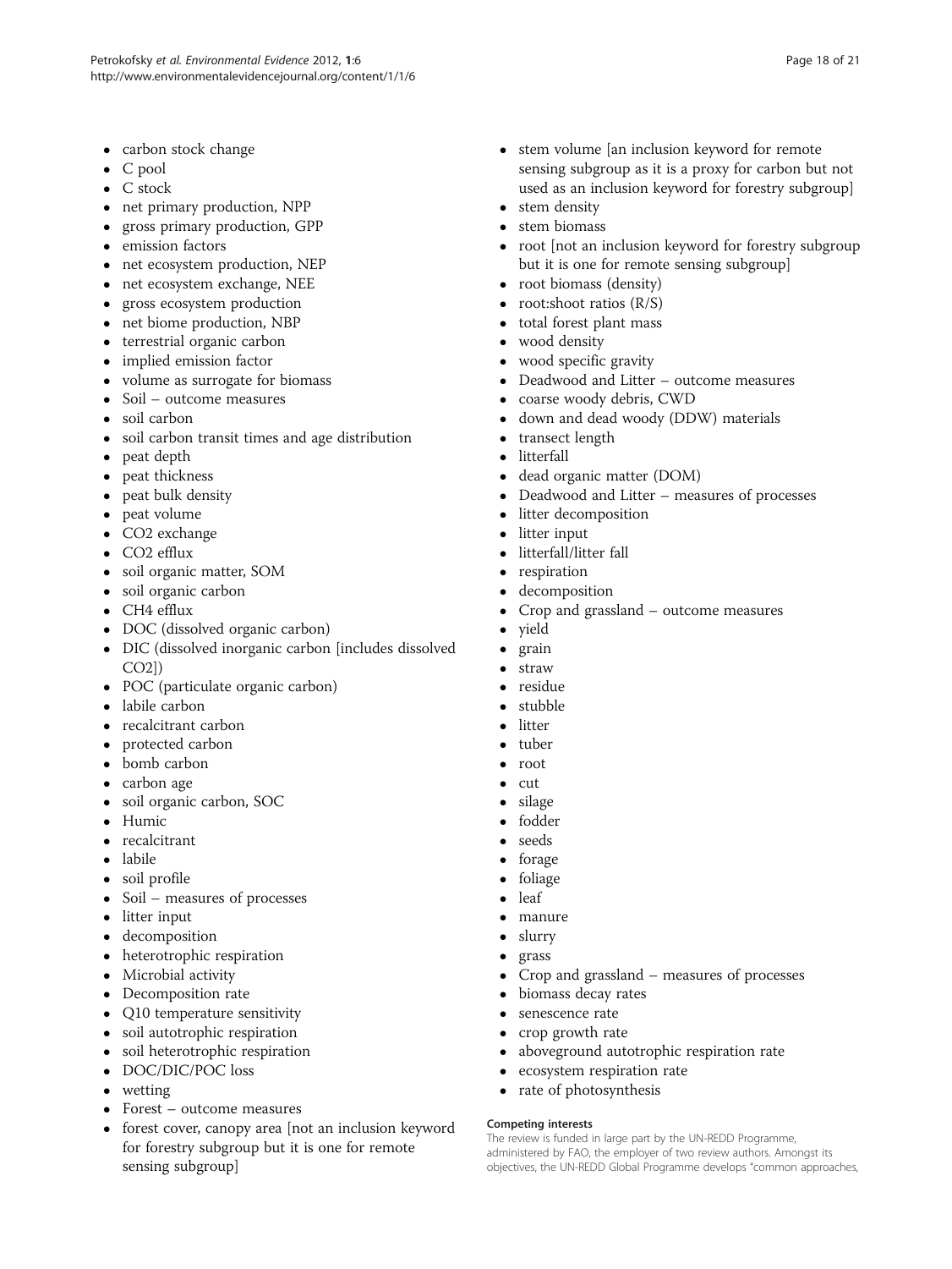- carbon stock change
- C pool
- C stock
- net primary production, NPP
- gross primary production, GPP
- emission factors
- net ecosystem production, NEP
- net ecosystem exchange, NEE
- gross ecosystem production
- net biome production, NBP
- terrestrial organic carbon
- implied emission factor
- volume as surrogate for biomass
- Soil – outcome measures
- soil carbon
- soil carbon transit times and age distribution
- peat depth
- peat thickness
- peat bulk density
- peat volume
- $CO_2$ exchange
- $CO_2$ efflux
- soil organic matter, SOM
- soil organic carbon
- $CH_4$ efflux
- DOC (dissolved organic carbon)
- DIC (dissolved inorganic carbon [includes dissolved $CO_2$])
- POC (particulate organic carbon)
- labile carbon
- recalcitrant carbon
- protected carbon
- bomb carbon
- carbon age
- soil organic carbon, SOC
- Humic
- recalcitrant
- labile
- soil profile
- Soil – measures of processes
- litter input
- decomposition
- heterotrophic respiration
- Microbial activity
- Decomposition rate
- Q10 temperature sensitivity
- soil autotrophic respiration
- soil heterotrophic respiration
- DOC/DIC/POC loss
- wetting
- Forest – outcome measures
- forest cover, canopy area [not an inclusion keyword for forestry subgroup but it is one for remote sensing subgroup]
- stem volume [an inclusion keyword for remote sensing subgroup as it is a proxy for carbon but not used as an inclusion keyword for forestry subgroup]
- stem density
- stem biomass
- root [not an inclusion keyword for forestry subgroup but it is one for remote sensing subgroup]
- root biomass (density)
- root:shoot ratios (R/S)
- total forest plant mass
- wood density
- wood specific gravity
- Deadwood and Litter – outcome measures
- coarse woody debris, CWD
- down and dead woody (DDW) materials
- transect length
- litterfall
- dead organic matter (DOM)
- Deadwood and Litter – measures of processes
- litter decomposition
- litter input
- litterfall/litter fall
- respiration
- decomposition
- Crop and grassland – outcome measures
- yield
- grain
- straw
- residue
- stubble
- litter
- tuber
- root
- cut
- silage
- fodder
- seeds
- forage
- foliage
- leaf
- manure
- slurry
- grass
- Crop and grassland – measures of processes
- biomass decay rates
- senescence rate
- crop growth rate
- aboveground autotrophic respiration rate
- ecosystem respiration rate
- rate of photosynthesis

#### Competing interests

The review is funded in large part by the UN-REDD Programme, administered by FAO, the employer of two review authors. Amongst its objectives, the UN-REDD Global Programme develops "common approaches,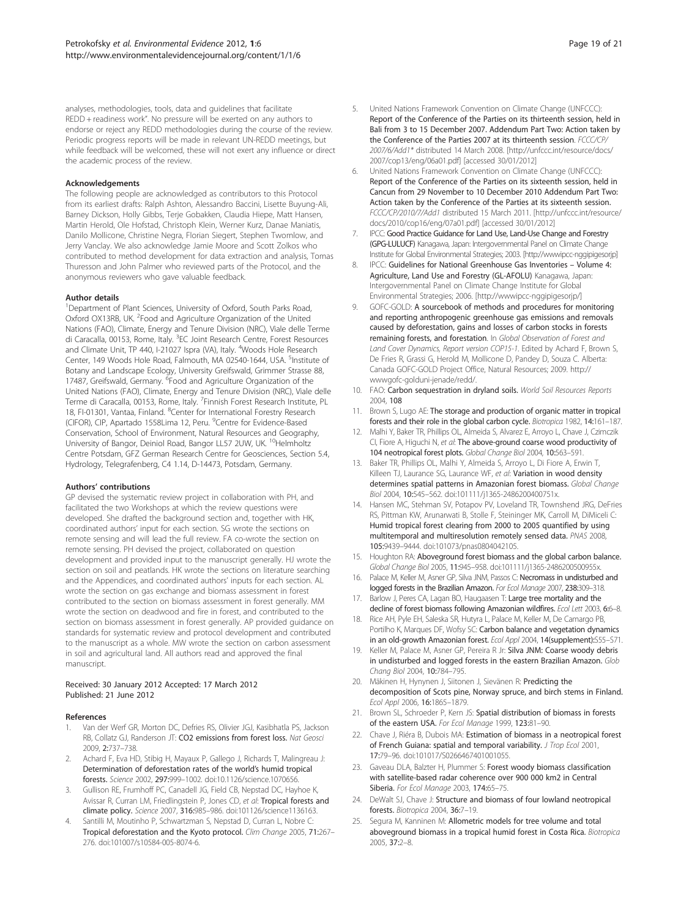analyses, methodologies, tools, data and guidelines that facilitate REDD + readiness work". No pressure will be exerted on any authors to endorse or reject any REDD methodologies during the course of the review. Periodic progress reports will be made in relevant UN-REDD meetings, but while feedback will be welcomed, these will not exert any influence or direct the academic process of the review.

### Acknowledgements

The following people are acknowledged as contributors to this Protocol from its earliest drafts: Ralph Ashton, Alessandro Baccini, Lisette Buyung-Ali, Barney Dickson, Holly Gibbs, Terje Gobakken, Claudia Hiepe, Matt Hansen, Martin Herold, Ole Hofstad, Christoph Klein, Werner Kurz, Danae Maniatis, Danilo Mollicone, Christine Negra, Florian Siegert, Stephen Twomlow, and Jerry Vanclay. We also acknowledge Jamie Moore and Scott Zolkos who contributed to method development for data extraction and analysis, Tomas Thuresson and John Palmer who reviewed parts of the Protocol, and the anonymous reviewers who gave valuable feedback.

### Author details

[1]Department of Plant Sciences, University of Oxford, South Parks Road, Oxford OX13RB, UK. [2]Food and Agriculture Organization of the United Nations (FAO), Climate, Energy and Tenure Division (NRC), Viale delle Terme di Caracalla, 00153, Rome, Italy. [3]EC Joint Research Centre, Forest Resources and Climate Unit, TP 440, I-21027 Ispra (VA), Italy. [4]Woods Hole Research Center, 149 Woods Hole Road, Falmouth, MA 02540-1644, USA. [5]Institute of Botany and Landscape Ecology, University Greifswald, Grimmer Strasse 88, 17487, Greifswald, Germany. [6]Food and Agriculture Organization of the United Nations (FAO), Climate, Energy and Tenure Division (NRC), Viale delle Terme di Caracalla, 00153, Rome, Italy. [7]Finnish Forest Research Institute, PL 18, FI-01301, Vantaa, Finland. [8]Center for International Forestry Research (CIFOR), CIP, Apartado 1558Lima 12, Peru. [9]Centre for Evidence-Based Conservation, School of Environment, Natural Resources and Geography, University of Bangor, Deiniol Road, Bangor LL57 2UW, UK. [10]Helmholtz Centre Potsdam, GFZ German Research Centre for Geosciences, Section 5.4, Hydrology, Telegrafenberg, C4 1.14, D-14473, Potsdam, Germany.

### Authors' contributions

GP devised the systematic review project in collaboration with PH, and facilitated the two Workshops at which the review questions were developed. She drafted the background section and, together with HK, coordinated authors' input for each section. SG wrote the sections on remote sensing and will lead the full review. FA co-wrote the section on remote sensing. PH devised the project, collaborated on question development and provided input to the manuscript generally. HJ wrote the section on soil and peatlands. HK wrote the sections on literature searching and the Appendices, and coordinated authors' inputs for each section. AL wrote the section on gas exchange and biomass assessment in forest contributed to the section on biomass assessment in forest generally. MM wrote the section on deadwood and fire in forest, and contributed to the section on biomass assessment in forest generally. AP provided guidance on standards for systematic review and protocol development and contributed to the manuscript as a whole. MW wrote the section on carbon assessment in soil and agricultural land. All authors read and approved the final manuscript.

Received: 30 January 2012 Accepted: 17 March 2012
Published: 21 June 2012

### References

1. Van der Werf GR, Morton DC, Defries RS, Olivier JGJ, Kasibhatla PS, Jackson RB, Collatz GJ, Randerson JT: **CO2 emissions from forest loss.** *Nat Geosci* 2009, **2**:737–738.
2. Achard F, Eva HD, Stibig H, Mayaux P, Gallego J, Richards T, Malingreau J: **Determination of deforestation rates of the world's humid tropical forests.** *Science* 2002, **297**:999–1002. doi:10.1126/science.1070656.
3. Gullison RE, Frumhoff PC, Canadell JG, Field CB, Nepstad DC, Hayhoe K, Avissar R, Curran LM, Friedlingstein P, Jones CD, *et al*: **Tropical forests and climate policy.** *Science* 2007, **316**:985–986. doi:101126/science1136163.
4. Santilli M, Moutinho P, Schwartzman S, Nepstad D, Curran L, Nobre C: **Tropical deforestation and the Kyoto protocol.** *Clim Change* 2005, **71**:267–276. doi:101007/s10584-005-8074-6.
5. United Nations Framework Convention on Climate Change (UNFCCC): **Report of the Conference of the Parties on its thirteenth session, held in Bali from 3 to 15 December 2007. Addendum Part Two: Action taken by the Conference of the Parties 2007 at its thirteenth session.** *FCCC/CP/2007/6/Add1\** distributed 14 March 2008. [http://unfccc.int/resource/docs/2007/cop13/eng/06a01.pdf] [accessed 30/01/2012]
6. United Nations Framework Convention on Climate Change (UNFCCC): **Report of the Conference of the Parties on its sixteenth session, held in Cancun from 29 November to 10 December 2010 Addendum Part Two: Action taken by the Conference of the Parties at its sixteenth session.** *FCCC/CP/2010/7/Add1* distributed 15 March 2011. [http://unfccc.int/resource/docs/2010/cop16/eng/07a01.pdf] [accessed 30/01/2012]
7. IPCC: **Good Practice Guidance for Land Use, Land-Use Change and Forestry (GPG-LULUCF)** Kanagawa, Japan: Intergovernmental Panel on Climate Change Institute for Global Environmental Strategies; 2003. [http://wwwipcc-nggipigesorjp]
8. IPCC: **Guidelines for National Greenhouse Gas Inventories – Volume 4: Agriculture, Land Use and Forestry (GL-AFOLU)** Kanagawa, Japan: Intergovernmental Panel on Climate Change Institute for Global Environmental Strategies; 2006. [http://wwwipcc-nggipigesorjp/]
9. GOFC-GOLD: **A sourcebook of methods and procedures for monitoring and reporting anthropogenic greenhouse gas emissions and removals caused by deforestation, gains and losses of carbon stocks in forests remaining forests, and forestation.** In *Global Observation of Forest and Land Cover Dynamics, Report version COP15-1*. Edited by Achard F, Brown S, De Fries R, Grassi G, Herold M, Mollicone D, Pandey D, Souza C. Alberta: Canada GOFC-GOLD Project Office, Natural Resources; 2009. http://wwwgofc-golduni-jenade/redd/.
10. FAO: **Carbon sequestration in dryland soils.** *World Soil Resources Reports* 2004, **108**
11. Brown S, Lugo AE: **The storage and production of organic matter in tropical forests and their role in the global carbon cycle.** *Biotropica* 1982, **14**:161–187.
12. Malhi Y, Baker TR, Phillips OL, Almeida S, Alvarez E, Arroyo L, Chave J, Czimczik CI, Fiore A, Higuchi N, *et al*: **The above-ground coarse wood productivity of 104 neotropical forest plots.** *Global Change Biol* 2004, **10**:563–591.
13. Baker TR, Phillips OL, Malhi Y, Almeida S, Arroyo L, Di Fiore A, Erwin T, Killeen TJ, Laurance SG, Laurance WF, *et al*: **Variation in wood density determines spatial patterns in Amazonian forest biomass.** *Global Change Biol* 2004, **10**:545–562. doi:101111/j1365-2486200400751x.
14. Hansen MC, Stehman SV, Potapov PV, Loveland TR, Townshend JRG, DeFries RS, Pittman KW, Arunarwati B, Stolle F, Steininger MK, Carroll M, DiMiceli C: **Humid tropical forest clearing from 2000 to 2005 quantified by using multitemporal and multiresolution remotely sensed data.** *PNAS* 2008, **105**:9439–9444. doi:101073/pnas0804042105.
15. Houghton RA: **Aboveground forest biomass and the global carbon balance.** *Global Change Biol* 2005, **11**:945–958. doi:101111/j1365-2486200500955x.
16. Palace M, Keller M, Asner GP, Silva JNM, Passos C: **Necromass in undisturbed and logged forests in the Brazilian Amazon.** *For Ecol Manage* 2007, **238**:309–318.
17. Barlow J, Peres CA, Lagan BO, Haugaasen T: **Large tree mortality and the decline of forest biomass following Amazonian wildfires.** *Ecol Lett* 2003, **6**:6–8.
18. Rice AH, Pyle EH, Saleska SR, Hutyra L, Palace M, Keller M, De Camargo PB, Portilho K, Marques DF, Wofsy SC: **Carbon balance and vegetation dynamics in an old-growth Amazonian forest.** *Ecol Appl* 2004, **14(supplement)**:S55–S71.
19. Keller M, Palace M, Asner GP, Pereira R Jr: **Silva JNM: Coarse woody debris in undisturbed and logged forests in the eastern Brazilian Amazon.** *Glob Chang Biol* 2004, **10**:784–795.
20. Mäkinen H, Hynynen J, Siitonen J, Sievänen R: **Predicting the decomposition of Scots pine, Norway spruce, and birch stems in Finland.** *Ecol Appl* 2006, **16**:1865–1879.
21. Brown SL, Schroeder P, Kern JS: **Spatial distribution of biomass in forests of the eastern USA.** *For Ecol Manage* 1999, **123**:81–90.
22. Chave J, Riéra B, Dubois MA: **Estimation of biomass in a neotropical forest of French Guiana: spatial and temporal variability.** *J Trop Ecol* 2001, **17**:79–96. doi:101017/S0266467401001055.
23. Gaveau DLA, Balzter H, Plummer S: **Forest woody biomass classification with satellite-based radar coherence over 900 000 km2 in Central Siberia.** *For Ecol Manage* 2003, **174**:65–75.
24. DeWalt SJ, Chave J: **Structure and biomass of four lowland neotropical forests.** *Biotropica* 2004, **36**:7–19.
25. Segura M, Kanninen M: **Allometric models for tree volume and total aboveground biomass in a tropical humid forest in Costa Rica.** *Biotropica* 2005, **37**:2–8.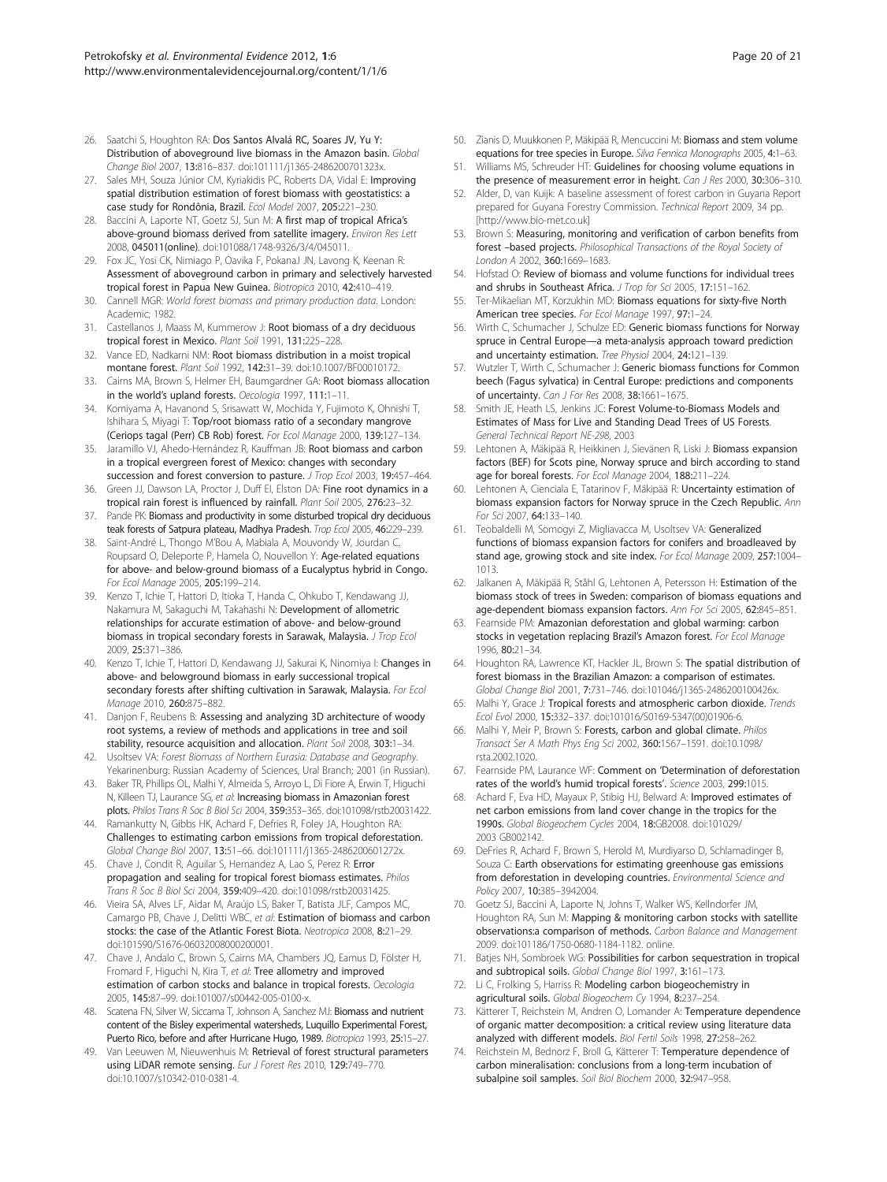26. Saatchi S, Houghton RA: Dos Santos Alvalá RC, Soares JV, Yu Y: **Distribution of aboveground live biomass in the Amazon basin.** *Global Change Biol* 2007, **13:**816–837. doi:101111/j1365-2486200701323x.
27. Sales MH, Souza Júnior CM, Kyriakidis PC, Roberts DA, Vidal E: **Improving spatial distribution estimation of forest biomass with geostatistics: a case study for Rondônia, Brazil.** *Ecol Model* 2007, **205:**221–230.
28. Baccini A, Laporte NT, Goetz SJ, Sun M: **A first map of tropical Africa's above-ground biomass derived from satellite imagery.** *Environ Res Lett* 2008, **045011**(online). doi:101088/1748-9326/3/4/045011.
29. Fox JC, Yosi CK, Nimiago P, Oavika F, PokanaJ JN, Lavong K, Keenan R: **Assessment of aboveground carbon in primary and selectively harvested tropical forest in Papua New Guinea.** *Biotropica* 2010, **42:**410–419.
30. Cannell MGR: *World forest biomass and primary production data*. London: Academic; 1982.
31. Castellanos J, Maass M, Kummerow J: **Root biomass of a dry deciduous tropical forest in Mexico.** *Plant Soil* 1991, **131:**225–228.
32. Vance ED, Nadkarni NM: **Root biomass distribution in a moist tropical montane forest.** *Plant Soil* 1992, **142:**31–39. doi:10.1007/BF00010172.
33. Cairns MA, Brown S, Helmer EH, Baumgardner GA: **Root biomass allocation in the world's upland forests.** *Oecologia* 1997, **111:**1–11.
34. Komiyama A, Havanond S, Srisawatt W, Mochida Y, Fujimoto K, Ohnishi T, Ishihara S, Miyagi T: **Top/root biomass ratio of a secondary mangrove (Ceriops tagal (Perr) CB Rob) forest.** *For Ecol Manage* 2000, **139:**127–134.
35. Jaramillo VJ, Ahedo-Hernández R, Kauffman JB: **Root biomass and carbon in a tropical evergreen forest of Mexico: changes with secondary succession and forest conversion to pasture.** *J Trop Ecol* 2003, **19:**457–464.
36. Green JJ, Dawson LA, Proctor J, Duff EI, Elston DA: **Fine root dynamics in a tropical rain forest is influenced by rainfall.** *Plant Soil* 2005, **276:**23–32.
37. Pande PK: **Biomass and productivity in some disturbed tropical dry deciduous teak forests of Satpura plateau, Madhya Pradesh.** *Trop Ecol* 2005, **46:**229–239.
38. Saint-André L, Thongo M'Bou A, Mabiala A, Mouvondy W, Jourdan C, Roupsard O, Deleporte P, Hamela O, Nouvellon Y: **Age-related equations for above- and below-ground biomass of a Eucalyptus hybrid in Congo.** *For Ecol Manage* 2005, **205:**199–214.
39. Kenzo T, Ichie T, Hattori D, Itioka T, Handa C, Ohkubo T, Kendawang JJ, Nakamura M, Sakaguchi M, Takahashi N: **Development of allometric relationships for accurate estimation of above- and below-ground biomass in tropical secondary forests in Sarawak, Malaysia.** *J Trop Ecol* 2009, **25:**371–386.
40. Kenzo T, Ichie T, Hattori D, Kendawang JJ, Sakurai K, Ninomiya I: **Changes in above- and belowground biomass in early successional tropical secondary forests after shifting cultivation in Sarawak, Malaysia.** *For Ecol Manage* 2010, **260:**875–882.
41. Danjon F, Reubens B: **Assessing and analyzing 3D architecture of woody root systems, a review of methods and applications in tree and soil stability, resource acquisition and allocation.** *Plant Soil* 2008, **303:**1–34.
42. Usoltsev VA: *Forest Biomass of Northern Eurasia: Database and Geography*. Yekarinenburg: Russian Academy of Sciences, Ural Branch; 2001 (in Russian).
43. Baker TR, Phillips OL, Malhi Y, Almeida S, Arroyo L, Di Fiore A, Erwin T, Higuchi N, Killeen TJ, Laurance SG, *et al*: **Increasing biomass in Amazonian forest plots.** *Philos Trans R Soc B Biol Sci* 2004, **359:**353–365. doi:101098/rstb20031422.
44. Ramankutty N, Gibbs HK, Achard F, Defries R, Foley JA, Houghton RA: **Challenges to estimating carbon emissions from tropical deforestation.** *Global Change Biol* 2007, **13:**51–66. doi:101111/j1365-2486200601272x.
45. Chave J, Condit R, Aguilar S, Hernandez A, Lao S, Perez R: **Error propagation and sealing for tropical forest biomass estimates.** *Philos Trans R Soc B Biol Sci* 2004, **359:**409–420. doi:101098/rstb20031425.
46. Vieira SA, Alves LF, Aidar M, Araújo LS, Baker T, Batista JLF, Campos MC, Camargo PB, Chave J, Delitti WBC, *et al*: **Estimation of biomass and carbon stocks: the case of the Atlantic Forest Biota.** *Neotropica* 2008, **8:**21–29. doi:101590/S1676-06032008000200001.
47. Chave J, Andalo C, Brown S, Cairns MA, Chambers JQ, Eamus D, Fölster H, Fromard F, Higuchi N, Kira T, *et al*: **Tree allometry and improved estimation of carbon stocks and balance in tropical forests.** *Oecologia* 2005, **145:**87–99. doi:101007/s00442-005-0100-x.
48. Scatena FN, Silver W, Siccama T, Johnson A, Sanchez MJ: **Biomass and nutrient content of the Bisley experimental watersheds, Luquillo Experimental Forest, Puerto Rico, before and after Hurricane Hugo, 1989.** *Biotropica* 1993, **25:**15–27.
49. Van Leeuwen M, Nieuwenhuis M: **Retrieval of forest structural parameters using LiDAR remote sensing.** *Eur J Forest Res* 2010, **129:**749–770. doi:10.1007/s10342-010-0381-4.
50. Zianis D, Muukkonen P, Mäkipää R, Mencuccini M: **Biomass and stem volume equations for tree species in Europe.** *Silva Fennica Monographs* 2005, **4:**1–63.
51. Williams MS, Schreuder HT: **Guidelines for choosing volume equations in the presence of measurement error in height.** *Can J Res* 2000, **30:**306–310.
52. Alder, D, van Kuijk: A baseline assessment of forest carbon in Guyana Report prepared for Guyana Forestry Commission. *Technical Report* 2009, 34 pp. [http://www.bio-met.co.uk]
53. Brown S: **Measuring, monitoring and verification of carbon benefits from forest –based projects.** *Philosophical Transactions of the Royal Society of London A* 2002, **360:**1669–1683.
54. Hofstad O: **Review of biomass and volume functions for individual trees and shrubs in Southeast Africa.** *J Trop for Sci* 2005, **17:**151–162.
55. Ter-Mikaelian MT, Korzukhin MD: **Biomass equations for sixty-five North American tree species.** *For Ecol Manage* 1997, **97:**1–24.
56. Wirth C, Schumacher J, Schulze ED: **Generic biomass functions for Norway spruce in Central Europe—a meta-analysis approach toward prediction and uncertainty estimation.** *Tree Physiol* 2004, **24:**121–139.
57. Wutzler T, Wirth C, Schumacher J: **Generic biomass functions for Common beech (Fagus sylvatica) in Central Europe: predictions and components of uncertainty.** *Can J For Res* 2008, **38:**1661–1675.
58. Smith JE, Heath LS, Jenkins JC: **Forest Volume-to-Biomass Models and Estimates of Mass for Live and Standing Dead Trees of US Forests.** *General Technical Report NE-298*, 2003
59. Lehtonen A, Mäkipää R, Heikkinen J, Sievänen R, Liski J: **Biomass expansion factors (BEF) for Scots pine, Norway spruce and birch according to stand age for boreal forests.** *For Ecol Manage* 2004, **188:**211–224.
60. Lehtonen A, Cienciala E, Tatarinov F, Mäkipää R: **Uncertainty estimation of biomass expansion factors for Norway spruce in the Czech Republic.** *Ann For Sci* 2007, **64:**133–140.
61. Teobaldelli M, Somogyi Z, Migliavacca M, Usoltsev VA: **Generalized functions of biomass expansion factors for conifers and broadleaved by stand age, growing stock and site index.** *For Ecol Manage* 2009, **257:**1004–1013.
62. Jalkanen A, Mäkipää R, Ståhl G, Lehtonen A, Petersson H: **Estimation of the biomass stock of trees in Sweden: comparison of biomass equations and age-dependent biomass expansion factors.** *Ann For Sci* 2005, **62:**845–851.
63. Fearnside PM: **Amazonian deforestation and global warming: carbon stocks in vegetation replacing Brazil's Amazon forest.** *For Ecol Manage* 1996, **80:**21–34.
64. Houghton RA, Lawrence KT, Hackler JL, Brown S: **The spatial distribution of forest biomass in the Brazilian Amazon: a comparison of estimates.** *Global Change Biol* 2001, **7:**731–746. doi:101046/j1365-2486200100426x.
65. Malhi Y, Grace J: **Tropical forests and atmospheric carbon dioxide.** *Trends Ecol Evol* 2000, **15:**332–337. doi:101016/S0169-5347(00)01906-6.
66. Malhi Y, Meir P, Brown S: **Forests, carbon and global climate.** *Philos Transact Ser A Math Phys Eng Sci* 2002, **360:**1567–1591. doi:10.1098/rsta.2002.1020.
67. Fearnside PM, Laurance WF: **Comment on 'Determination of deforestation rates of the world's humid tropical forests'.** *Science* 2003, **299:**1015.
68. Achard F, Eva HD, Mayaux P, Stibig HJ, Belward A: **Improved estimates of net carbon emissions from land cover change in the tropics for the 1990s.** *Global Biogeochem Cycles* 2004, **18:**GB2008. doi:101029/2003 GB002142.
69. DeFries R, Achard F, Brown S, Herold M, Murdiyarso D, Schlamadinger B, Souza C: **Earth observations for estimating greenhouse gas emissions from deforestation in developing countries.** *Environmental Science and Policy* 2007, **10:**385–3942004.
70. Goetz SJ, Baccini A, Laporte N, Johns T, Walker WS, Kellndorfer JM, Houghton RA, Sun M: **Mapping & monitoring carbon stocks with satellite observations:a comparison of methods.** *Carbon Balance and Management* 2009. doi:101186/1750-0680-1184-1182. online.
71. Batjes NH, Sombroek WG: **Possibilities for carbon sequestration in tropical and subtropical soils.** *Global Change Biol* 1997, **3:**161–173.
72. Li C, Frolking S, Harriss R: **Modeling carbon biogeochemistry in agricultural soils.** *Global Biogeochem Cy* 1994, **8:**237–254.
73. Kätterer T, Reichstein M, Andren O, Lomander A: **Temperature dependence of organic matter decomposition: a critical review using literature data analyzed with different models.** *Biol Fertil Soils* 1998, **27:**258–262.
74. Reichstein M, Bednorz F, Broll G, Kätterer T: **Temperature dependence of carbon mineralisation: conclusions from a long-term incubation of subalpine soil samples.** *Soil Biol Biochem* 2000, **32:**947–958.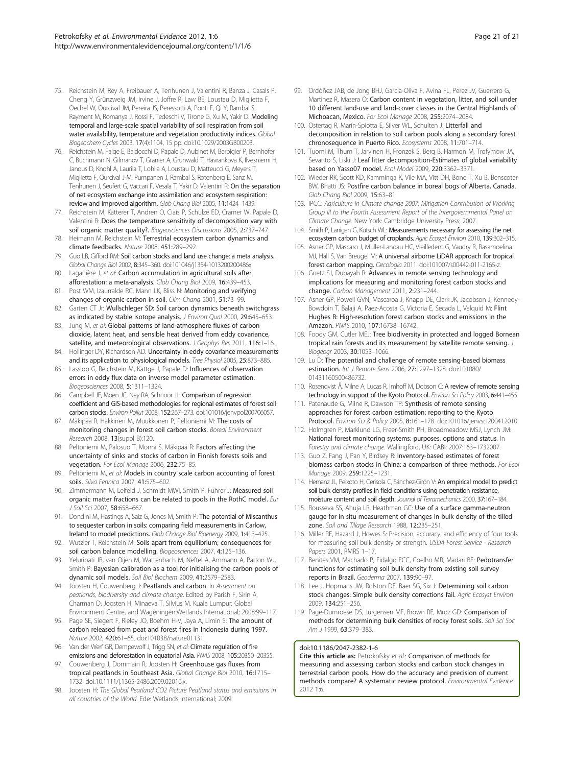75. Reichstein M, Rey A, Freibauer A, Tenhunen J, Valentini R, Banza J, Casals P, Cheng Y, Grünzweig JM, Irvine J, Joffre R, Law BE, Loustau D, Miglietta F, Oechel W, Ourcival JM, Pereira JS, Peressotti A, Ponti F, Qi Y, Rambal S, Rayment M, Romanya J, Rossi F, Tedeschi V, Tirone G, Xu M, Yakir D: **Modeling temporal and large-scale spatial variability of soil respiration from soil water availability, temperature and vegetation productivity indices.** *Global Biogeochem Cycles* 2003, **17**(4):1104, 15 pp. doi:10.1029/2003GB00203.
76. Reichstein M, Falge E, Baldocchi D, Papale D, Aubinet M, Berbigier P, Bernhofer C, Buchmann N, Gilmanov T, Granier A, Grunwald T, Havrankova K, Ilvesniemi H, Janous D, Knohl A, Laurila T, Lohila A, Loustau D, Matteucci G, Meyers T, Miglietta F, Ourcival J-M, Pumpanen J, Rambal S, Rotenberg E, Sanz M, Tenhunen J, Seufert G, Vaccari F, Vesala T, Yakir D, Valentini R: **On the separation of net ecosystem exchange into assimilation and ecosystem respiration: review and improved algorithm.** *Glob Chang Biol* 2005, **11**:1424–1439.
77. Reichstein M, Kätterer T, Andren O, Ciais P, Schulze ED, Cramer W, Papale D, Valentini R: **Does the temperature sensitivity of decomposition vary with soil organic matter quality?.** *Biogeosciences Discussions* 2005, **2**:737–747.
78. Heimann M, Reichstein M: **Terrestrial ecosystem carbon dynamics and climate feedbacks.** *Nature* 2008, **451**:289–292.
79. Guo LB, Gifford RM: **Soil carbon stocks and land use change: a meta analysis.** *Global Change Biol* 2002, **8**:345–360. doi:101046/j1354-1013200200486x.
80. Laganière J, *et al*: **Carbon accumulation in agricultural soils after afforestation: a meta-analysis.** *Glob Chang Biol* 2009, **16**:439–453.
81. Post WM, Izaurralde RC, Mann LK, Bliss N: **Monitoring and verifying changes of organic carbon in soil.** *Clim Chang* 2001, **51**:73–99.
82. Garten CT Jr: **Wullschleger SD: Soil carbon dynamics beneath switchgrass as indicated by stable isotope analysis.** *J Environ Qual* 2000, **29**:645–653.
83. Jung M, *et al*: **Global patterns of land-atmosphere fluxes of carbon dioxide, latent heat, and sensible heat derived from eddy covariance, satellite, and meteorological observations.** *J Geophys Res* 2011, **116**:1–16.
84. Hollinger DY, Richardson AD: **Uncertainty in eddy covariance measurements and its application to physiological models.** *Tree Physiol* 2005, **25**:873–885.
85. Lasslop G, Reichstein M, Kattge J, Papale D: **Influences of observation errors in eddy flux data on inverse model parameter estimation.** *Biogeosciences* 2008, **5**:1311–1324.
86. Campbell JE, Moen JC, Ney RA, Schnoor JL: **Comparison of regression coefficient and GIS-based methodologies for regional estimates of forest soil carbon stocks.** *Environ Pollut* 2008, **152**:267–273. doi:101016/jenvpol200706057.
87. Mäkipää R, Häkkinen M, Muukkonen P, Peltoniemi M: **The costs of monitoring changes in forest soil carbon stocks.** *Boreal Environment Research* 2008, **13**(suppl B):120.
88. Peltoniemi M, Palosuo T, Monni S, Mäkipää R: **Factors affecting the uncertainty of sinks and stocks of carbon in Finnish forests soils and vegetation.** *For Ecol Manage* 2006, **232**:75–85.
89. Peltoniemi M, *et al*: **Models in country scale carbon accounting of forest soils.** *Silva Fennica* 2007, **41**:575–602.
90. Zimmermann M, Leifeld J, Schmidt MWI, Smith P, Fuhrer J: **Measured soil organic matter fractions can be related to pools in the RothC model.** *Eur J Soil Sci* 2007, **58**:658–667.
91. Dondini M, Hastings A, Saiz G, Jones M, Smith P: **The potential of Miscanthus to sequester carbon in soils: comparing field measurements in Carlow, Ireland to model predictions.** *Glob Change Biol Bioenergy* 2009, **1**:413–425.
92. Wutzler T, Reichstein M: **Soils apart from equilibrium; consequences for soil carbon balance modelling.** *Biogeosciences* 2007, **4**:125–136.
93. Yeluripati JB, van Oijen M, Wattenbach M, Neftel A, Ammann A, Parton WJ, Smith P: **Bayesian calibration as a tool for initialising the carbon pools of dynamic soil models.** *Soil Biol Biochem* 2009, **41**:2579–2583.
94. Joosten H, Couwenberg J: **Peatlands and carbon**. In *Assessment on peatlands, biodiversity and climate change*. Edited by Parish F, Sirin A, Charman D, Joosten H, Minaeva T, Silvius M. Kuala Lumpur: Global Environment Centre, and Wageningen:Wetlands International; 2008:99–117.
95. Page SE, Siegert F, Rieley JO, Boehm H-V, Jaya A, Limin S: **The amount of carbon released from peat and forest fires in Indonesia during 1997.** *Nature* 2002, **420**:61–65. doi:101038/nature01131.
96. Van der Werf GR, Dempewolf J, Trigg SN, *et al*: **Climate regulation of fire emissions and deforestation in equatorial Asia.** *PNAS* 2008, **105**:20350–20355.
97. Couwenberg J, Dommain R, Joosten H: **Greenhouse gas fluxes from tropical peatlands in Southeast Asia.** *Global Change Biol* 2010, **16**:1715–1732. doi:10.1111/j.1365-2486.2009.02016.x.
98. Joosten H: *The Global Peatland CO2 Picture Peatland status and emissions in all countries of the World*. Ede: Wetlands International; 2009.
99. Ordóñez JAB, de Jong BHJ, Garcia-Oliva F, Avina FL, Perez JV, Guerrero G, Martinez R, Masera O: **Carbon content in vegetation, litter, and soil under 10 different land-use and land-cover classes in the Central Highlands of Michoacan, Mexico.** *For Ecol Manage* 2008, **255**:2074–2084.
100. Ostertag R, Marín-Spiotta E, Silver WL, Schulten J: **Litterfall and decomposition in relation to soil carbon pools along a secondary forest chronosequence in Puerto Rico.** *Ecosystems* 2008, **11**:701–714.
101. Tuomi M, Thum T, Jarvinen H, Fronzek S, Berg B, Harmon M, Trofymow JA, Sevanto S, Liski J: **Leaf litter decomposition-Estimates of global variability based on Yasso07 model.** *Ecol Model* 2009, **220**:3362–3371.
102. Wieder RK, Scott KD, Kamminga K, Vile MA, Vitt DH, Bone T, Xu B, Benscoter BW, Bhatti JS: **Postfire carbon balance in boreal bogs of Alberta, Canada.** *Glob Chang Biol* 2009, **15**:63–81.
103. IPCC: *Agriculture in Climate change 2007: Mitigation Contribution of Working Group III to the Fourth Assessment Report of the Intergovernmental Panel on Climate Change*. New York: Cambridge University Press; 2007.
104. Smith P, Lanigan G, Kutsch WL: **Measurements necessary for assessing the net ecosystem carbon budget of croplands.** *Agric Ecosyst Environ* 2010, **139**:302–315.
105. Asner GP, Mascaro J, Muller-Landau HC, Vieilledent G, Vaudry R, Rasamoelina MJ, Hall S, Van Breugel M: **A universal airborne LiDAR approach for tropical forest carbon mapping.** *Oecologia* 2011. doi:101007/s00442-011-2165-z.
106. Goetz SJ, Dubayah R: **Advances in remote sensing technology and implications for measuring and monitoring forest carbon stocks and change.** *Carbon Management* 2011, **2**:231–244.
107. Asner GP, Powell GVN, Mascaroa J, Knapp DE, Clark JK, Jacobson J, Kennedy-Bowdoin T, Balaji A, Paez-Acosta G, Victoria E, Secada L, Valquid M: **Flint Hughes R: High-resolution forest carbon stocks and emissions in the Amazon.** *PNAS* 2010, **107**:16738–16742.
108. Foody GM, Cutler MEJ: **Tree biodiversity in protected and logged Bornean tropical rain forests and its measurement by satellite remote sensing.** *J Biogeogr* 2003, **30**:1053–1066.
109. Lu D: **The potential and challenge of remote sensing-based biomass estimation.** *Int J Remote Sens* 2006, **27**:1297–1328. doi:101080/01431160500486732.
110. Rosenqvist Å, Milne A, Lucas R, Imhoff M, Dobson C: **A review of remote sensing technology in support of the Kyoto Protocol.** *Environ Sci Policy* 2003, **6**:441–455.
111. Patenaude G, Milne R, Dawson TP: **Synthesis of remote sensing approaches for forest carbon estimation: reporting to the Kyoto Protocol.** *Environ Sci & Policy* 2005, **8**:161–178. doi:101016/jenvsci200412010.
112. Holmgren P, Marklund LG, Freer-Smith PH, Broadmeadow MSJ, Lynch JM: **National forest monitoring systems: purposes, options and status**. In *Forestry and climate change*. Wallingford, UK: CABI; 2007:163–1732007.
113. Guo Z, Fang J, Pan Y, Birdsey R: **Inventory-based estimates of forest biomass carbon stocks in China: a comparison of three methods.** *For Ecol Manage* 2009, **259**:1225–1231.
114. Hernanz JL, Peixoto H, Cerisola C, Sánchez-Girón V: **An empirical model to predict soil bulk density profiles in field conditions using penetration resistance, moisture content and soil depth.** *Journal of Terramechanics* 2000, **37**:167–184.
115. Rousseva SS, Ahuja LR, Heathman GC: **Use of a surface gamma-neutron gauge for in situ measurement of changes in bulk density of the tilled zone.** *Soil and Tillage Research* 1988, **12**:235–251.
116. Miller RE, Hazard J, Howes S: Precision, accuracy, and efficiency of four tools for measuring soil bulk density or strength. *USDA Forest Service - Research Papers* 2001, RMRS 1–17.
117. Benites VM, Machado P, Fidalgo ECC, Coelho MR, Madari BE: **Pedotransfer functions for estimating soil bulk density from existing soil survey reports in Brazil.** *Geoderma* 2007, **139**:90–97.
118. Lee J, Hopmans JW, Rolston DE, Baer SG, Six J: **Determining soil carbon stock changes: Simple bulk density corrections fail.** *Agric Ecosyst Environ* 2009, **134**:251–256.
119. Page-Dumroese DS, Jurgensen MF, Brown RE, Mroz GD: **Comparison of methods for determining bulk densities of rocky forest soils.** *Soil Sci Soc Am J* 1999, **63**:379–383.

doi:10.1186/2047-2382-1-6

**Cite this article as:** Petrokofsky *et al.*: Comparison of methods for measuring and assessing carbon stocks and carbon stock changes in terrestrial carbon pools. How do the accuracy and precision of current methods compare? A systematic review protocol. *Environmental Evidence* 2012 **1**:6.